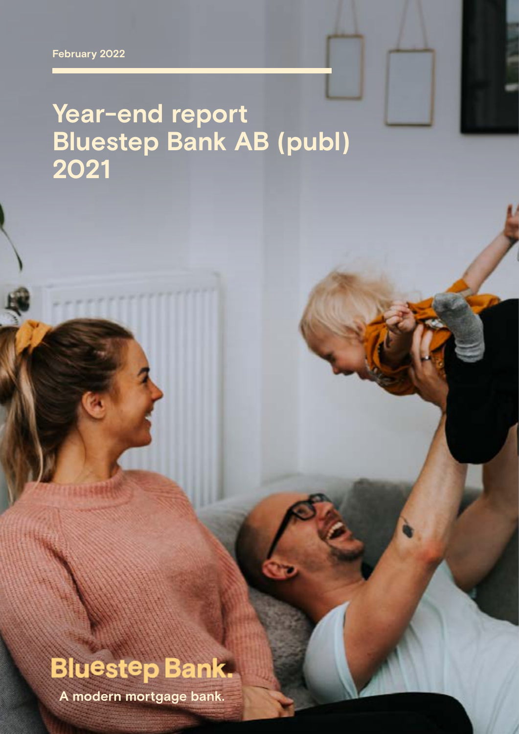February 2022

# Year-end report Bluestep Bank AB (publ) 2021

Bluestep Bank.

A modern mortgage bank.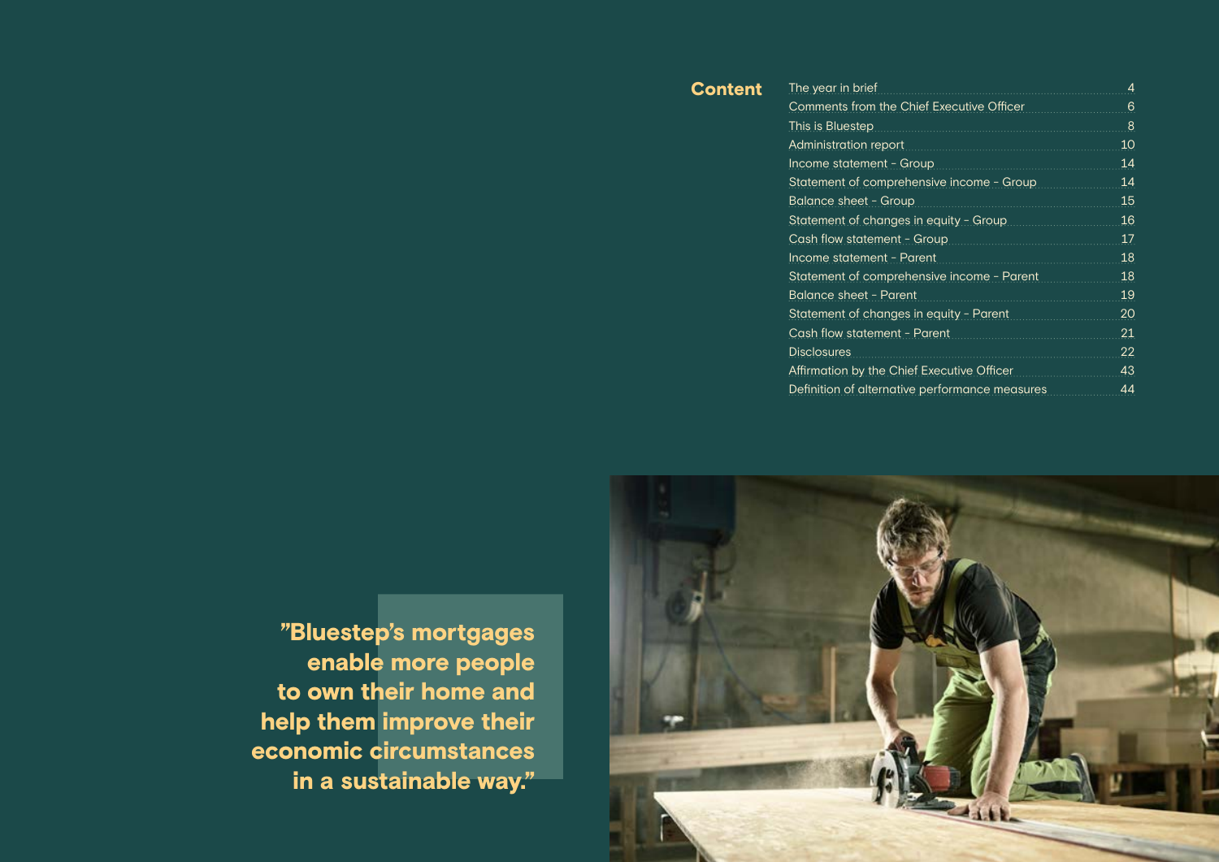## Content

| | |
|---|---|
| The year in brief | 4 |
| Comments from the Chief Executive Officer | 6 |
| This is Bluestep | 8 |
| Administration report | 10 |
| Income statement - Group | 14 |
| Statement of comprehensive income - Group | 14 |
| Balance sheet - Group | 15 |
| Statement of changes in equity - Group | 16 |
| Cash flow statement - Group | 17 |
| Income statement - Parent | 18 |
| Statement of comprehensive income - Parent | 18 |
| Balance sheet - Parent | 19 |
| Statement of changes in equity - Parent | 20 |
| Cash flow statement - Parent | 21 |
| Disclosures | 22 |
| Affirmation by the Chief Executive Officer | 43 |
| Definition of alternative performance measures | 44 |

**"Bluestep's mortgages enable more people to own their home and help them improve their economic circumstances in a sustainable way."**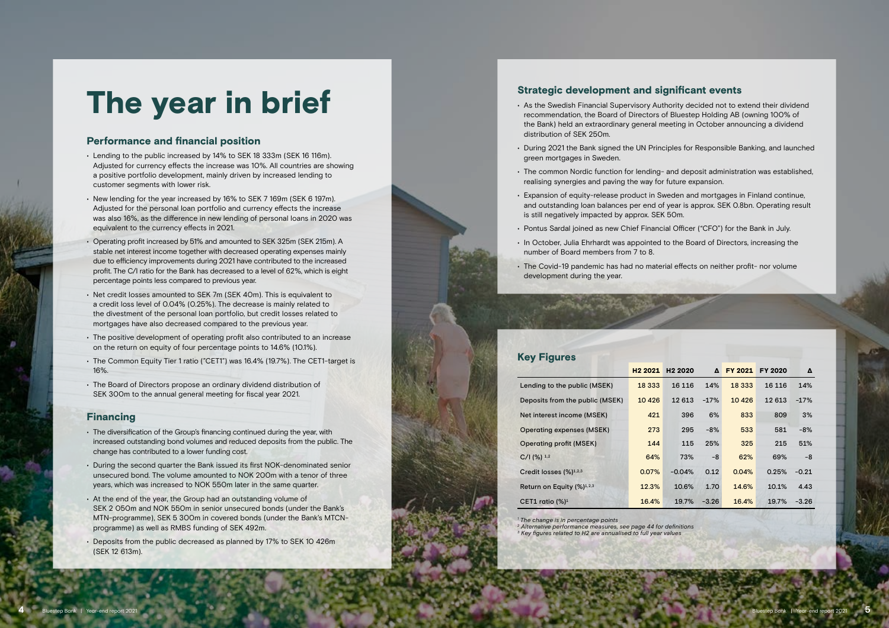# The year in brief

## Performance and financial position

- Lending to the public increased by 14% to SEK 18 333m (SEK 16 116m). Adjusted for currency effects the increase was 10%. All countries are showing a positive portfolio development, mainly driven by increased lending to customer segments with lower risk.
- New lending for the year increased by 16% to SEK 7 169m (SEK 6 197m). Adjusted for the personal loan portfolio and currency effects the increase was also 16%, as the difference in new lending of personal loans in 2020 was equivalent to the currency effects in 2021.
- Operating profit increased by 51% and amounted to SEK 325m (SEK 215m). A stable net interest income together with decreased operating expenses mainly due to efficiency improvements during 2021 have contributed to the increased profit. The C/I ratio for the Bank has decreased to a level of 62%, which is eight percentage points less compared to previous year.
- Net credit losses amounted to SEK 7m (SEK 40m). This is equivalent to a credit loss level of 0.04% (0.25%). The decrease is mainly related to the divestment of the personal loan portfolio, but credit losses related to mortgages have also decreased compared to the previous year.
- The positive development of operating profit also contributed to an increase on the return on equity of four percentage points to 14.6% (10.1%).
- The Common Equity Tier 1 ratio ("CET1") was 16.4% (19.7%). The CET1-target is 16%.
- The Board of Directors propose an ordinary dividend distribution of SEK 300m to the annual general meeting for fiscal year 2021.

## Financing

- The diversification of the Group's financing continued during the year, with increased outstanding bond volumes and reduced deposits from the public. The change has contributed to a lower funding cost.
- During the second quarter the Bank issued its first NOK-denominated senior unsecured bond. The volume amounted to NOK 200m with a tenor of three years, which was increased to NOK 550m later in the same quarter.
- At the end of the year, the Group had an outstanding volume of SEK 2 050m and NOK 550m in senior unsecured bonds (under the Bank's MTN-programme), SEK 5 300m in covered bonds (under the Bank's MTCN-programme) as well as RMBS funding of SEK 492m.
- Deposits from the public decreased as planned by 17% to SEK 10 426m (SEK 12 613m).

## Strategic development and significant events

- As the Swedish Financial Supervisory Authority decided not to extend their dividend recommendation, the Board of Directors of Bluestep Holding AB (owning 100% of the Bank) held an extraordinary general meeting in October announcing a dividend distribution of SEK 250m.
- During 2021 the Bank signed the UN Principles for Responsible Banking, and launched green mortgages in Sweden.
- The common Nordic function for lending- and deposit administration was established, realising synergies and paving the way for future expansion.
- Expansion of equity-release product in Sweden and mortgages in Finland continue, and outstanding loan balances per end of year is approx. SEK 0.8bn. Operating result is still negatively impacted by approx. SEK 50m.
- Pontus Sardal joined as new Chief Financial Officer ("CFO") for the Bank in July.
- In October, Julia Ehrhardt was appointed to the Board of Directors, increasing the number of Board members from 7 to 8.
- The Covid-19 pandemic has had no material effects on neither profit- nor volume development during the year.

## Key Figures

| | H2 2021 | H2 2020 | Δ | FY 2021 | FY 2020 | Δ |
|---|---|---|---|---|---|---|
| Lending to the public (MSEK) | 18 333 | 16 116 | 14% | 18 333 | 16 116 | 14% |
| Deposits from the public (MSEK) | 10 426 | 12 613 | -17% | 10 426 | 12 613 | -17% |
| Net interest income (MSEK) | 421 | 396 | 6% | 833 | 809 | 3% |
| Operating expenses (MSEK) | 273 | 295 | -8% | 533 | 581 | -8% |
| Operating profit (MSEK) | 144 | 115 | 25% | 325 | 215 | 51% |
| C/I (%) [1,2] | 64% | 73% | -8 | 62% | 69% | -8 |
| Credit losses (%)[1,2,3] | 0.07% | -0.04% | 0.12 | 0.04% | 0.25% | -0.21 |
| Return on Equity (%)[1,2,3] | 12.3% | 10.6% | 1.70 | 14.6% | 10.1% | 4.43 |
| CET1 ratio (%)[1] | 16.4% | 19.7% | -3.26 | 16.4% | 19.7% | -3.26 |

*[1] The change is in percentage points*
*[2] Alternative performance measures, see page 44 for definitions*
*[3] Key figures related to H2 are annualised to full year values*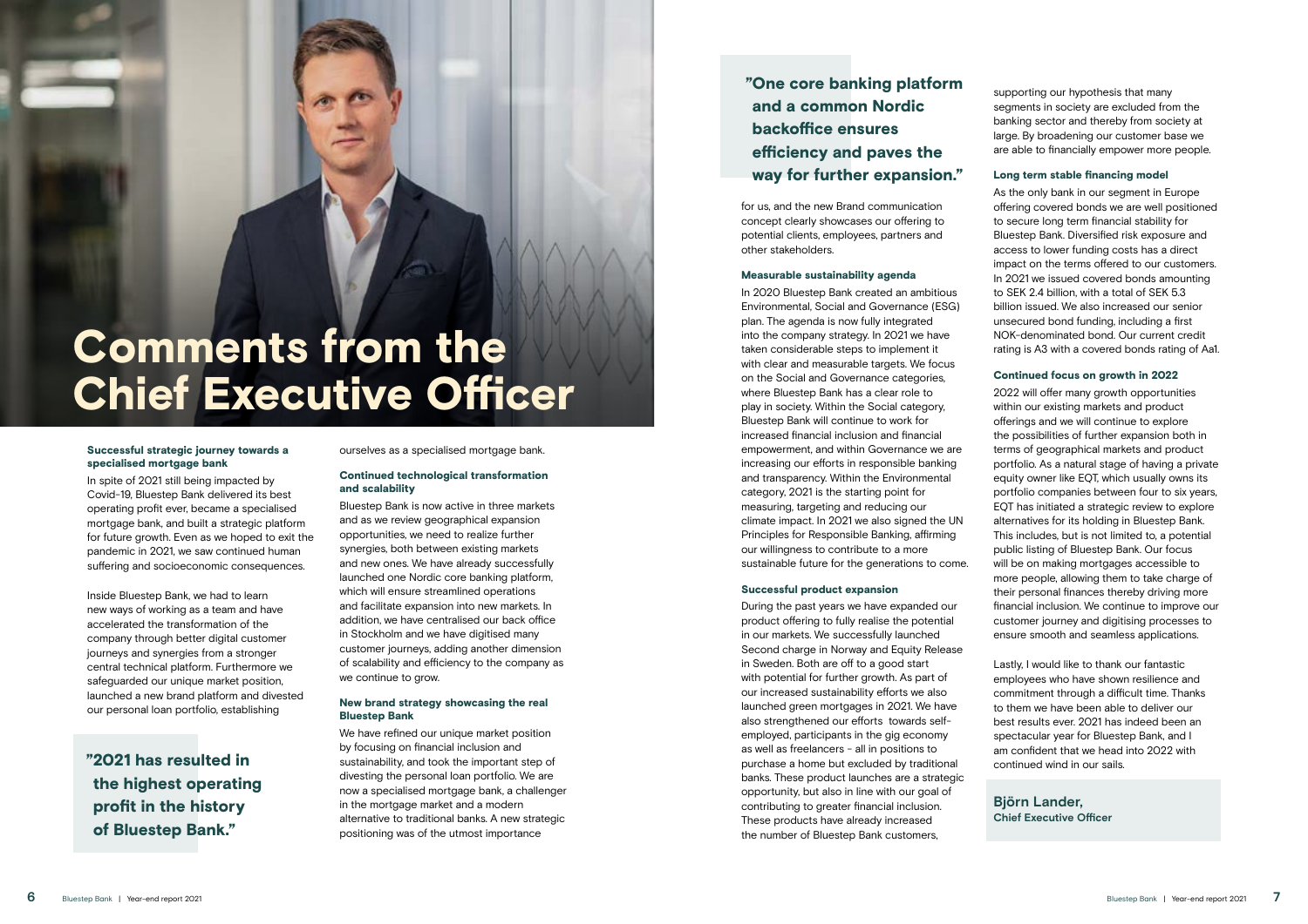# Comments from the Chief Executive Officer

### Successful strategic journey towards a specialised mortgage bank

In spite of 2021 still being impacted by Covid-19, Bluestep Bank delivered its best operating profit ever, became a specialised mortgage bank, and built a strategic platform for future growth. Even as we hoped to exit the pandemic in 2021, we saw continued human suffering and socioeconomic consequences.

Inside Bluestep Bank, we had to learn new ways of working as a team and have accelerated the transformation of the company through better digital customer journeys and synergies from a stronger central technical platform. Furthermore we safeguarded our unique market position, launched a new brand platform and divested our personal loan portfolio, establishing ourselves as a specialised mortgage bank.

> **"2021 has resulted in the highest operating profit in the history of Bluestep Bank."**

### Continued technological transformation and scalability

Bluestep Bank is now active in three markets and as we review geographical expansion opportunities, we need to realize further synergies, both between existing markets and new ones. We have already successfully launched one Nordic core banking platform, which will ensure streamlined operations and facilitate expansion into new markets. In addition, we have centralised our back office in Stockholm and we have digitised many customer journeys, adding another dimension of scalability and efficiency to the company as we continue to grow.

### New brand strategy showcasing the real Bluestep Bank

We have refined our unique market position by focusing on financial inclusion and sustainability, and took the important step of divesting the personal loan portfolio. We are now a specialised mortgage bank, a challenger in the mortgage market and a modern alternative to traditional banks. A new strategic positioning was of the utmost importance for us, and the new Brand communication concept clearly showcases our offering to potential clients, employees, partners and other stakeholders.

> **"One core banking platform and a common Nordic backoffice ensures efficiency and paves the way for further expansion."**

### Measurable sustainability agenda

In 2020 Bluestep Bank created an ambitious Environmental, Social and Governance (ESG) plan. The agenda is now fully integrated into the company strategy. In 2021 we have taken considerable steps to implement it with clear and measurable targets. We focus on the Social and Governance categories, where Bluestep Bank has a clear role to play in society. Within the Social category, Bluestep Bank will continue to work for increased financial inclusion and financial empowerment, and within Governance we are increasing our efforts in responsible banking and transparency. Within the Environmental category, 2021 is the starting point for measuring, targeting and reducing our climate impact. In 2021 we also signed the UN Principles for Responsible Banking, affirming our willingness to contribute to a more sustainable future for the generations to come.

### Successful product expansion

During the past years we have expanded our product offering to fully realise the potential in our markets. We successfully launched Second charge in Norway and Equity Release in Sweden. Both are off to a good start with potential for further growth. As part of our increased sustainability efforts we also launched green mortgages in 2021. We have also strengthened our efforts towards self-employed, participants in the gig economy as well as freelancers - all in positions to purchase a home but excluded by traditional banks. These product launches are a strategic opportunity, but also in line with our goal of contributing to greater financial inclusion. These products have already increased the number of Bluestep Bank customers, supporting our hypothesis that many segments in society are excluded from the banking sector and thereby from society at large. By broadening our customer base we are able to financially empower more people.

### Long term stable financing model

As the only bank in our segment in Europe offering covered bonds we are well positioned to secure long term financial stability for Bluestep Bank. Diversified risk exposure and access to lower funding costs has a direct impact on the terms offered to our customers. In 2021 we issued covered bonds amounting to SEK 2.4 billion, with a total of SEK 5.3 billion issued. We also increased our senior unsecured bond funding, including a first NOK-denominated bond. Our current credit rating is A3 with a covered bonds rating of Aa1.

### Continued focus on growth in 2022

2022 will offer many growth opportunities within our existing markets and product offerings and we will continue to explore the possibilities of further expansion both in terms of geographical markets and product portfolio. As a natural stage of having a private equity owner like EQT, which usually owns its portfolio companies between four to six years, EQT has initiated a strategic review to explore alternatives for its holding in Bluestep Bank. This includes, but is not limited to, a potential public listing of Bluestep Bank. Our focus will be on making mortgages accessible to more people, allowing them to take charge of their personal finances thereby driving more financial inclusion. We continue to improve our customer journey and digitising processes to ensure smooth and seamless applications.

Lastly, I would like to thank our fantastic employees who have shown resilience and commitment through a difficult time. Thanks to them we have been able to deliver our best results ever. 2021 has indeed been an spectacular year for Bluestep Bank, and I am confident that we head into 2022 with continued wind in our sails.

**Björn Lander,**
**Chief Executive Officer**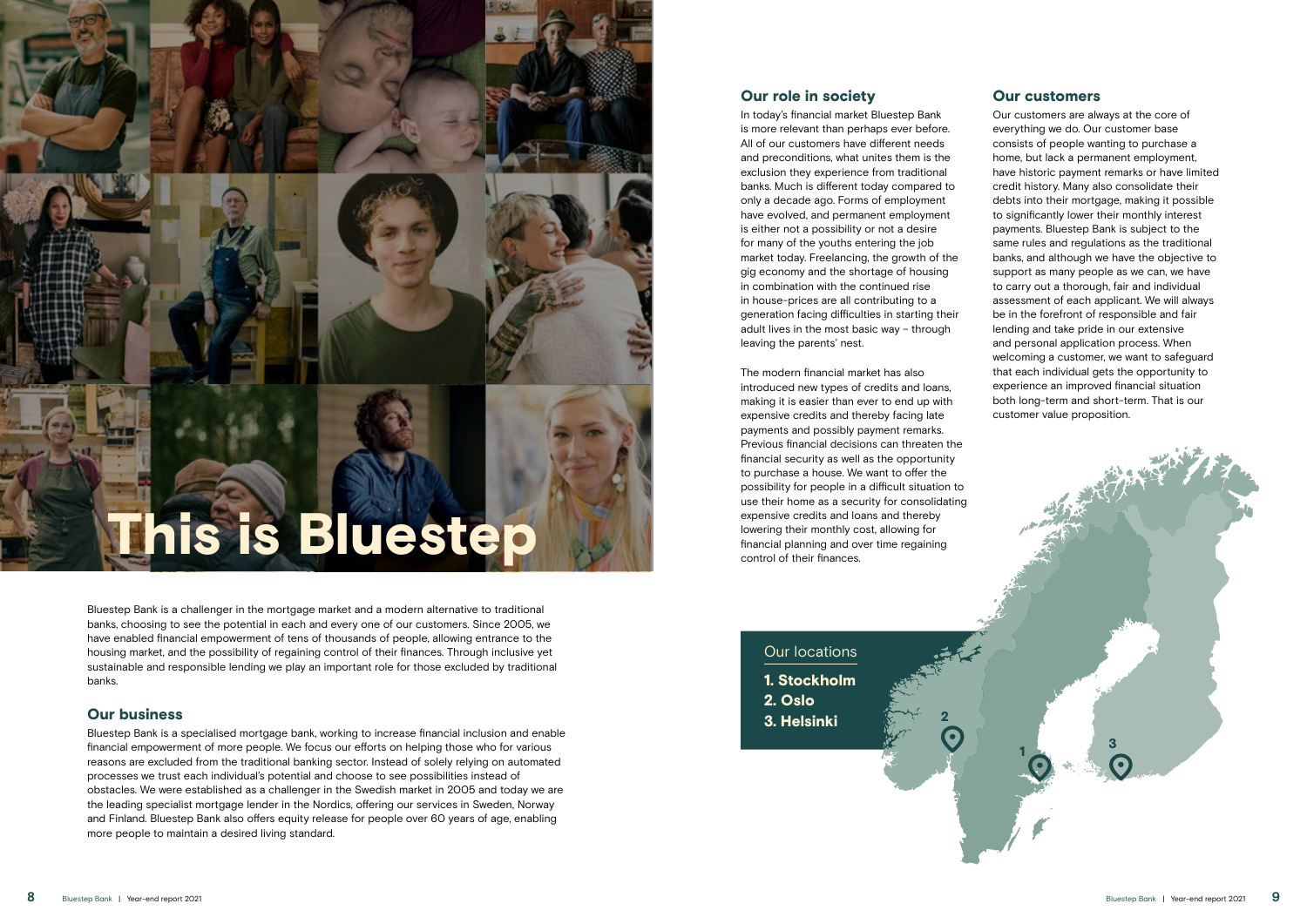# This is Bluestep

Bluestep Bank is a challenger in the mortgage market and a modern alternative to traditional banks, choosing to see the potential in each and every one of our customers. Since 2005, we have enabled financial empowerment of tens of thousands of people, allowing entrance to the housing market, and the possibility of regaining control of their finances. Through inclusive yet sustainable and responsible lending we play an important role for those excluded by traditional banks.

## Our business

Bluestep Bank is a specialised mortgage bank, working to increase financial inclusion and enable financial empowerment of more people. We focus our efforts on helping those who for various reasons are excluded from the traditional banking sector. Instead of solely relying on automated processes we trust each individual's potential and choose to see possibilities instead of obstacles. We were established as a challenger in the Swedish market in 2005 and today we are the leading specialist mortgage lender in the Nordics, offering our services in Sweden, Norway and Finland. Bluestep Bank also offers equity release for people over 60 years of age, enabling more people to maintain a desired living standard.

## Our role in society

In today's financial market Bluestep Bank is more relevant than perhaps ever before. All of our customers have different needs and preconditions, what unites them is the exclusion they experience from traditional banks. Much is different today compared to only a decade ago. Forms of employment have evolved, and permanent employment is either not a possibility or not a desire for many of the youths entering the job market today. Freelancing, the growth of the gig economy and the shortage of housing in combination with the continued rise in house-prices are all contributing to a generation facing difficulties in starting their adult lives in the most basic way – through leaving the parents' nest.

The modern financial market has also introduced new types of credits and loans, making it is easier than ever to end up with expensive credits and thereby facing late payments and possibly payment remarks. Previous financial decisions can threaten the financial security as well as the opportunity to purchase a house. We want to offer the possibility for people in a difficult situation to use their home as a security for consolidating expensive credits and loans and thereby lowering their monthly cost, allowing for financial planning and over time regaining control of their finances.

## Our customers

Our customers are always at the core of everything we do. Our customer base consists of people wanting to purchase a home, but lack a permanent employment, have historic payment remarks or have limited credit history. Many also consolidate their debts into their mortgage, making it possible to significantly lower their monthly interest payments. Bluestep Bank is subject to the same rules and regulations as the traditional banks, and although we have the objective to support as many people as we can, we have to carry out a thorough, fair and individual assessment of each applicant. We will always be in the forefront of responsible and fair lending and take pride in our extensive and personal application process. When welcoming a customer, we want to safeguard that each individual gets the opportunity to experience an improved financial situation both long-term and short-term. That is our customer value proposition.

### Our locations

1. **Stockholm**
2. **Oslo**
3. **Helsinki**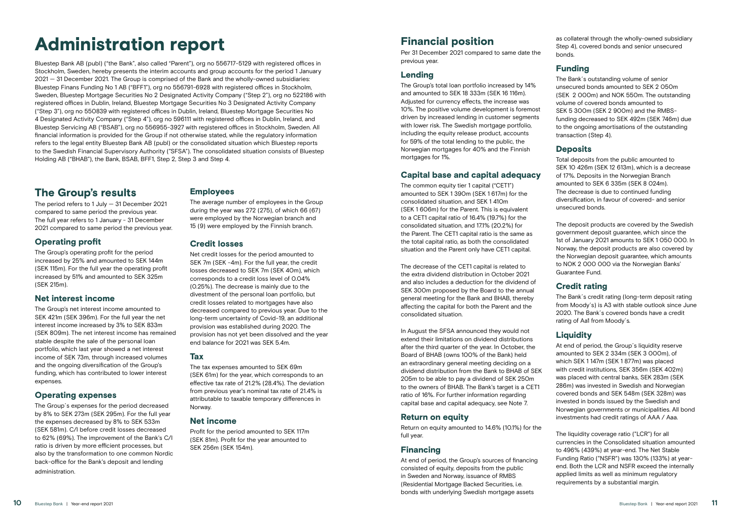# Administration report

Bluestep Bank AB (publ) ("the Bank", also called "Parent"), org no 556717-5129 with registered offices in Stockholm, Sweden, hereby presents the interim accounts and group accounts for the period 1 January 2021 — 31 December 2021. The Group is comprised of the Bank and the wholly-owned subsidiaries: Bluestep Finans Funding No 1 AB ("BFF1"), org no 556791-6928 with registered offices in Stockholm, Sweden, Bluestep Mortgage Securities No 2 Designated Activity Company ("Step 2"), org no 522186 with registered offices in Dublin, Ireland, Bluestep Mortgage Securities No 3 Designated Activity Company ("Step 3"), org no 550839 with registered offices in Dublin, Ireland, Bluestep Mortgage Securities No 4 Designated Activity Company ("Step 4"), org no 596111 with registered offices in Dublin, Ireland, and Bluestep Servicing AB ("BSAB"), org no 556955-3927 with registered offices in Stockholm, Sweden. All financial information is provided for the Group if not otherwise stated, while the regulatory information refers to the legal entity Bluestep Bank AB (publ) or the consolidated situation which Bluestep reports to the Swedish Financial Supervisory Authority ("SFSA"). The consolidated situation consists of Bluestep Holding AB ("BHAB"), the Bank, BSAB, BFF1, Step 2, Step 3 and Step 4.

## The Group's results

The period refers to 1 July — 31 December 2021 compared to same period the previous year. The full year refers to 1 January - 31 December 2021 compared to same period the previous year.

### Operating profit

The Group's operating profit for the period increased by 25% and amounted to SEK 144m (SEK 115m). For the full year the operating profit increased by 51% and amounted to SEK 325m (SEK 215m).

### Net interest income

The Group's net interest income amounted to SEK 421m (SEK 396m). For the full year the net interest income increased by 3% to SEK 833m (SEK 809m). The net interest income has remained stable despite the sale of the personal loan portfolio, which last year showed a net interest income of SEK 73m, through increased volumes and the ongoing diversification of the Group's funding, which has contributed to lower interest expenses.

### Operating expenses

The Group´s expenses for the period decreased by 8% to SEK 273m (SEK 295m). For the full year the expenses decreased by 8% to SEK 533m (SEK 581m). C/I before credit losses decreased to 62% (69%). The improvement of the Bank's C/I ratio is driven by more efficient processes, but also by the transformation to one common Nordic back-office for the Bank's deposit and lending administration.

### Employees

The average number of employees in the Group during the year was 272 (275), of which 66 (67) were employed by the Norwegian branch and 15 (9) were employed by the Finnish branch.

### Credit losses

Net credit losses for the period amounted to SEK 7m (SEK -4m). For the full year, the credit losses decreased to SEK 7m (SEK 40m), which corresponds to a credit loss level of 0.04% (0.25%). The decrease is mainly due to the divestment of the personal loan portfolio, but credit losses related to mortgages have also decreased compared to previous year. Due to the long-term uncertainty of Covid-19, an additional provision was established during 2020. The provision has not yet been dissolved and the year end balance for 2021 was SEK 5.4m.

### Tax

The tax expenses amounted to SEK 69m (SEK 61m) for the year, which corresponds to an effective tax rate of 21.2% (28.4%). The deviation from previous year's nominal tax rate of 21.4% is attributable to taxable temporary differences in Norway.

### Net income

Profit for the period amounted to SEK 117m (SEK 81m). Profit for the year amounted to SEK 256m (SEK 154m).

## Financial position

Per 31 December 2021 compared to same date the previous year.

### Lending

The Group's total loan portfolio increased by 14% and amounted to SEK 18 333m (SEK 16 116m). Adjusted for currency effects, the increase was 10%. The positive volume development is foremost driven by increased lending in customer segments with lower risk. The Swedish mortgage portfolio, including the equity release product, accounts for 59% of the total lending to the public, the Norwegian mortgages for 40% and the Finnish mortgages for 1%.

### Capital base and capital adequacy

The common equity tier 1 capital ("CET1") amounted to SEK 1 390m (SEK 1 617m) for the consolidated situation, and SEK 1 410m (SEK 1 606m) for the Parent. This is equivalent to a CET1 capital ratio of 16.4% (19.7%) for the consolidated situation, and 17.1% (20.2%) for the Parent. The CET1 capital ratio is the same as the total capital ratio, as both the consolidated situation and the Parent only have CET1 capital.

The decrease of the CET1 capital is related to the extra dividend distribution in October 2021 and also includes a deduction for the dividend of SEK 300m proposed by the Board to the annual general meeting for the Bank and BHAB, thereby affecting the capital for both the Parent and the consolidated situation.

In August the SFSA announced they would not extend their limitations on dividend distributions after the third quarter of the year. In October, the Board of BHAB (owns 100% of the Bank) held an extraordinary general meeting deciding on a dividend distribution from the Bank to BHAB of SEK 205m to be able to pay a dividend of SEK 250m to the owners of BHAB. The Bank's target is a CET1 ratio of 16%. For further information regarding capital base and capital adequacy, see Note 7.

### Return on equity

Return on equity amounted to 14.6% (10.1%) for the full year.

### Financing

At end of period, the Group's sources of financing consisted of equity, deposits from the public in Sweden and Norway, issuance of RMBS (Residential Mortgage Backed Securities, i.e. bonds with underlying Swedish mortgage assets as collateral through the wholly-owned subsidiary Step 4), covered bonds and senior unsecured bonds.

### Funding

The Bank´s outstanding volume of senior unsecured bonds amounted to SEK 2 050m (SEK 2 000m) and NOK 550m. The outstanding volume of covered bonds amounted to SEK 5 300m (SEK 2 900m) and the RMBS-funding decreased to SEK 492m (SEK 746m) due to the ongoing amortisations of the outstanding transaction (Step 4).

### Deposits

Total deposits from the public amounted to SEK 10 426m (SEK 12 613m), which is a decrease of 17%. Deposits in the Norwegian Branch amounted to SEK 6 335m (SEK 8 024m). The decrease is due to continued funding diversification, in favour of covered- and senior unsecured bonds.

The deposit products are covered by the Swedish government deposit guarantee, which since the 1st of January 2021 amounts to SEK 1 050 000. In Norway, the deposit products are also covered by the Norwegian deposit guarantee, which amounts to NOK 2 000 000 via the Norwegian Banks' Guarantee Fund.

### Credit rating

The Bank´s credit rating (long-term deposit rating from Moody´s) is A3 with stable outlook since June 2020. The Bank´s covered bonds have a credit rating of Aa1 from Moody´s.

### Liquidity

At end of period, the Group´s liquidity reserve amounted to SEK 2 334m (SEK 3 000m), of which SEK 1 147m (SEK 1 877m) was placed with credit institutions, SEK 356m (SEK 402m) was placed with central banks, SEK 283m (SEK 286m) was invested in Swedish and Norwegian covered bonds and SEK 548m (SEK 328m) was invested in bonds issued by the Swedish and Norwegian governments or municipalities. All bond investments had credit ratings of AAA / Aaa.

The liquidity coverage ratio ("LCR") for all currencies in the Consolidated situation amounted to 496% (439%) at year-end. The Net Stable Funding Ratio ("NSFR") was 130% (133%) at year-end. Both the LCR and NSFR exceed the internally applied limits as well as minimum regulatory requirements by a substantial margin.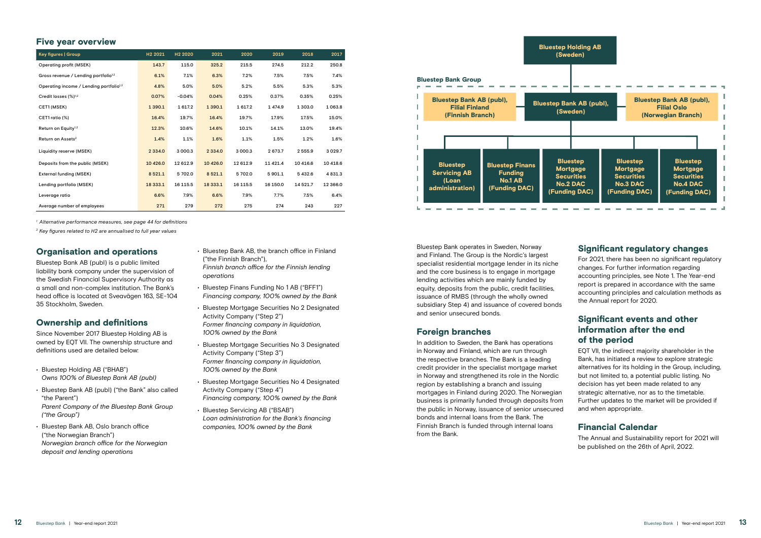## Five year overview

| Key figures \| Group | H2 2021 | H2 2020 | 2021 | 2020 | 2019 | 2018 | 2017 |
|---|---|---|---|---|---|---|---|
| Operating profit (MSEK) | 143.7 | 115.0 | 325.2 | 215.5 | 274.5 | 212.2 | 250.8 |
| Gross revenue / Lending portfolio[1,2] | 6.1% | 7.1% | 6.3% | 7.2% | 7.5% | 7.5% | 7.4% |
| Operating income / Lending portfolio[1,2] | 4.8% | 5.0% | 5.0% | 5.2% | 5.5% | 5.3% | 5.3% |
| Credit losses (%)[1,2] | 0.07% | -0.04% | 0.04% | 0.25% | 0.37% | 0.35% | 0.25% |
| CET1 (MSEK) | 1 390.1 | 1 617.2 | 1 390.1 | 1 617.2 | 1 474.9 | 1 303.0 | 1 063.8 |
| CET1 ratio (%) | 16.4% | 19.7% | 16.4% | 19.7% | 17.9% | 17.5% | 15.0% |
| Return on Equity[1,2] | 12.3% | 10.6% | 14.6% | 10.1% | 14.1% | 13.0% | 19.4% |
| Return on Assets[2] | 1.4% | 1.1% | 1.6% | 1.1% | 1.5% | 1.2% | 1.6% |
| Liquidity reserve (MSEK) | 2 334.0 | 3 000.3 | 2 334.0 | 3 000.3 | 2 673.7 | 2 555.9 | 3 029.7 |
| Deposits from the public (MSEK) | 10 426.0 | 12 612.9 | 10 426.0 | 12 612.9 | 11 421.4 | 10 416.6 | 10 418.6 |
| External funding (MSEK) | 8 521.1 | 5 702.0 | 8 521.1 | 5 702.0 | 5 901.1 | 5 432.6 | 4 831.3 |
| Lending portfolio (MSEK) | 18 333.1 | 16 115.5 | 18 333.1 | 16 115.5 | 16 150.0 | 14 521.7 | 12 366.0 |
| Leverage ratio | 6.6% | 7.9% | 6.6% | 7.9% | 7.7% | 7.5% | 6.4% |
| Average number of employees | 271 | 279 | 272 | 275 | 274 | 243 | 227 |

[1] *Alternative performance measures, see page 44 for definitions*

[2] *Key figures related to H2 are annualised to full year values*

## Organisation and operations

Bluestep Bank AB (publ) is a public limited liability bank company under the supervision of the Swedish Financial Supervisory Authority as a small and non-complex institution. The Bank's head office is located at Sveavägen 163, SE-104 35 Stockholm, Sweden.

## Ownership and definitions

Since November 2017 Bluestep Holding AB is owned by EQT VII. The ownership structure and definitions used are detailed below:

- Bluestep Holding AB ("BHAB")
  *Owns 100% of Bluestep Bank AB (publ)*
- Bluestep Bank AB (publ) ("the Bank" also called "the Parent")
  *Parent Company of the Bluestep Bank Group ("the Group")*
- Bluestep Bank AB, Oslo branch office ("the Norwegian Branch")
  *Norwegian branch office for the Norwegian deposit and lending operations*
- Bluestep Bank AB, the branch office in Finland ("the Finnish Branch"),
  *Finnish branch office for the Finnish lending operations*
- Bluestep Finans Funding No 1 AB ("BFF1")
  *Financing company, 100% owned by the Bank*
- Bluestep Mortgage Securities No 2 Designated Activity Company ("Step 2")
  *Former financing company in liquidation, 100% owned by the Bank*
- Bluestep Mortgage Securities No 3 Designated Activity Company ("Step 3")
  *Former financing company in liquidation, 100% owned by the Bank*
- Bluestep Mortgage Securities No 4 Designated Activity Company ("Step 4")
  *Financing company primarily 100% owned by the Bank*
- Bluestep Servicing AB ("BSAB")
  *Loan administration for the Bank's financing companies, 100% owned by the Bank*

**Bluestep Holding AB (Sweden)**

**Bluestep Bank Group**

- Bluestep Bank AB (publ), Filial Finland (Finnish Branch)
- Bluestep Bank AB (publ), (Sweden)
- Bluestep Bank AB (publ), Filial Oslo (Norwegian Branch)
- Bluestep Servicing AB (Loan administration)
- Bluestep Finans Funding No.1 AB (Funding DAC)
- Bluestep Mortgage Securities No.2 DAC (Funding DAC)
- Bluestep Mortgage Securities No.3 DAC (Funding DAC)
- Bluestep Mortgage Securities No.4 DAC (Funding DAC)

Bluestep Bank operates in Sweden, Norway and Finland. The Group is the Nordic's largest specialist residential mortgage lender in its niche and the core business is to engage in mortgage lending activities which are mainly funded by equity, deposits from the public, credit facilities, issuance of RMBS (through the wholly owned subsidiary Step 4) and issuance of covered bonds and senior unsecured bonds.

## Foreign branches

In addition to Sweden, the Bank has operations in Norway and Finland, which are run through the respective branches. The Bank is a leading credit provider in the specialist mortgage market in Norway and strengthened its role in the Nordic region by establishing a branch and issuing mortgages in Finland during 2020. The Norwegian business is primarily funded through deposits from the public in Norway, issuance of senior unsecured bonds and internal loans from the Bank. The Finnish Branch is funded through internal loans from the Bank.

## Significant regulatory changes

For 2021, there has been no significant regulatory changes. For further information regarding accounting principles, see Note 1. The Year-end report is prepared in accordance with the same accounting principles and calculation methods as the Annual report for 2020.

## Significant events and other information after the end of the period

EQT VII, the indirect majority shareholder in the Bank, has initiated a review to explore strategic alternatives for its holding in the Group, including, but not limited to, a potential public listing. No decision has yet been made related to any strategic alternative, nor as to the timetable. Further updates to the market will be provided if and when appropriate.

## Financial Calendar

The Annual and Sustainability report for 2021 will be published on the 26th of April, 2022.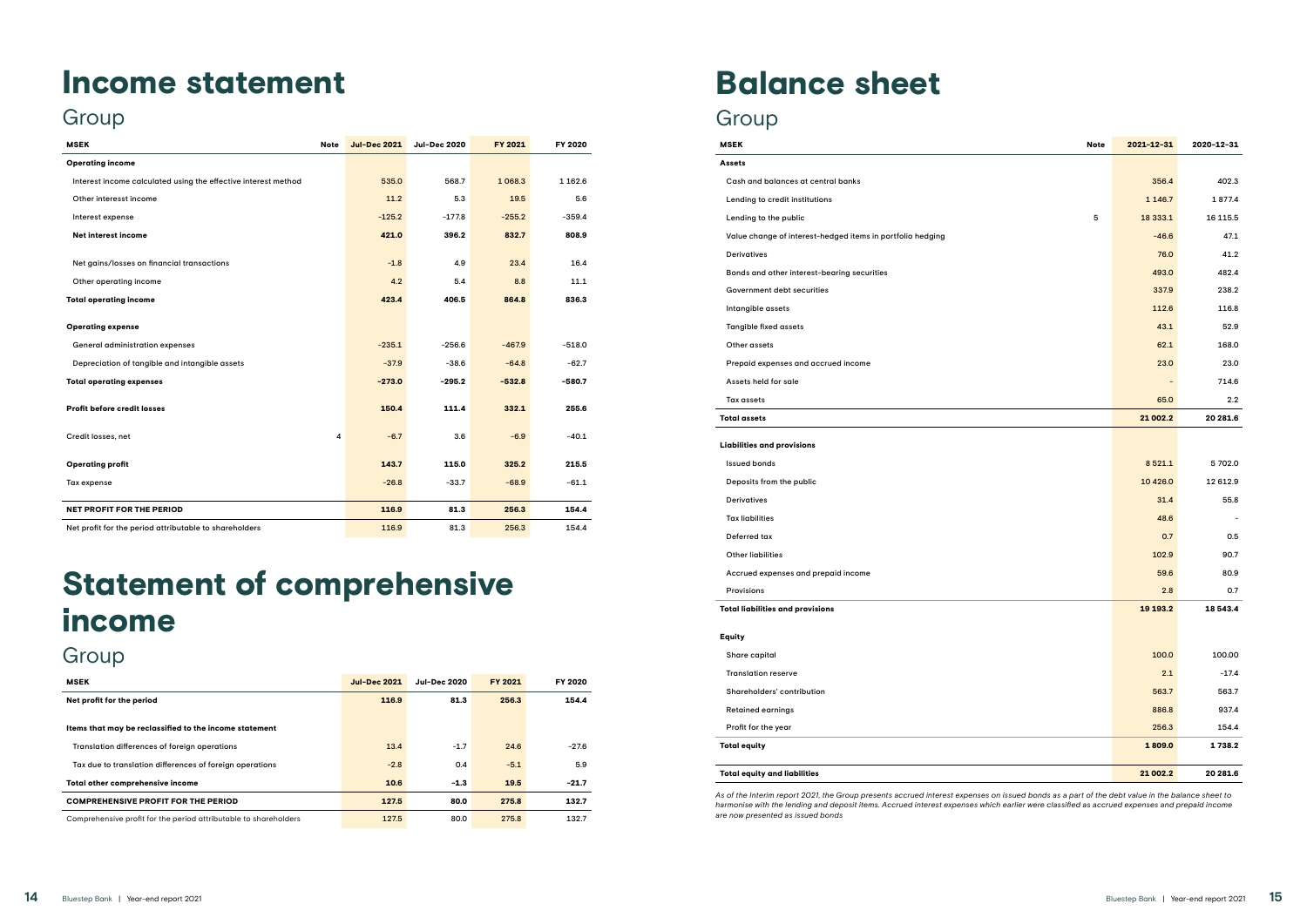# Income statement

## Group

| MSEK | Note | Jul-Dec 2021 | Jul-Dec 2020 | FY 2021 | FY 2020 |
|---|---|---|---|---|---|
| **Operating income** | | | | | |
| Interest income calculated using the effective interest method | | 535.0 | 568.7 | 1 068.3 | 1 162.6 |
| Other interest income | | 11.2 | 5.3 | 19.5 | 5.6 |
| Interest expense | | -125.2 | -177.8 | -255.2 | -359.4 |
| **Net interest income** | | **421.0** | **396.2** | **832.7** | **808.9** |
| Net gains/losses on financial transactions | | -1.8 | 4.9 | 23.4 | 16.4 |
| Other operating income | | 4.2 | 5.4 | 8.8 | 11.1 |
| **Total operating income** | | **423.4** | **406.5** | **864.8** | **836.3** |
| **Operating expense** | | | | | |
| General administration expenses | | -235.1 | -256.6 | -467.9 | -518.0 |
| Depreciation of tangible and intangible assets | | -37.9 | -38.6 | -64.8 | -62.7 |
| **Total operating expenses** | | **-273.0** | **-295.2** | **-532.8** | **-580.7** |
| **Profit before credit losses** | | **150.4** | **111.4** | **332.1** | **255.6** |
| Credit losses, net | 4 | -6.7 | 3.6 | -6.9 | -40.1 |
| **Operating profit** | | **143.7** | **115.0** | **325.2** | **215.5** |
| Tax expense | | -26.8 | -33.7 | -68.9 | -61.1 |
| **NET PROFIT FOR THE PERIOD** | | **116.9** | **81.3** | **256.3** | **154.4** |
| Net profit for the period attributable to shareholders | | 116.9 | 81.3 | 256.3 | 154.4 |

# Statement of comprehensive income

## Group

| MSEK | Jul-Dec 2021 | Jul-Dec 2020 | FY 2021 | FY 2020 |
|---|---|---|---|---|
| **Net profit for the period** | **116.9** | **81.3** | **256.3** | **154.4** |
| **Items that may be reclassified to the income statement** | | | | |
| Translation differences of foreign operations | 13.4 | -1.7 | 24.6 | -27.6 |
| Tax due to translation differences of foreign operations | -2.8 | 0.4 | -5.1 | 5.9 |
| **Total other comprehensive income** | **10.6** | **-1.3** | **19.5** | **-21.7** |
| **COMPREHENSIVE PROFIT FOR THE PERIOD** | **127.5** | **80.0** | **275.8** | **132.7** |
| Comprehensive profit for the period attributable to shareholders | 127.5 | 80.0 | 275.8 | 132.7 |

# Balance sheet

## Group

| MSEK | Note | 2021-12-31 | 2020-12-31 |
|---|---|---|---|
| **Assets** | | | |
| Cash and balances at central banks | | 356.4 | 402.3 |
| Lending to credit institutions | | 1 146.7 | 1 877.4 |
| Lending to the public | 5 | 18 333.1 | 16 115.5 |
| Value change of interest-hedged items in portfolio hedging | | -46.6 | 47.1 |
| Derivatives | | 76.0 | 41.2 |
| Bonds and other interest-bearing securities | | 493.0 | 482.4 |
| Government debt securities | | 337.9 | 238.2 |
| Intangible assets | | 112.6 | 116.8 |
| Tangible fixed assets | | 43.1 | 52.9 |
| Other assets | | 62.1 | 168.0 |
| Prepaid expenses and accrued income | | 23.0 | 23.0 |
| Assets held for sale | | - | 714.6 |
| Tax assets | | 65.0 | 2.2 |
| **Total assets** | | **21 002.2** | **20 281.6** |
| **Liabilities and provisions** | | | |
| Issued bonds | | 8 521.1 | 5 702.0 |
| Deposits from the public | | 10 426.0 | 12 612.9 |
| Derivatives | | 31.4 | 55.8 |
| Tax liabilities | | 48.6 | - |
| Deferred tax | | 0.7 | 0.5 |
| Other liabilities | | 102.9 | 90.7 |
| Accrued expenses and prepaid income | | 59.6 | 80.9 |
| Provisions | | 2.8 | 0.7 |
| **Total liabilities and provisions** | | **19 193.2** | **18 543.4** |
| **Equity** | | | |
| Share capital | | 100.0 | 100.00 |
| Translation reserve | | 2.1 | -17.4 |
| Shareholders' contribution | | 563.7 | 563.7 |
| Retained earnings | | 886.8 | 937.4 |
| Profit for the year | | 256.3 | 154.4 |
| **Total equity** | | **1 809.0** | **1 738.2** |
| **Total equity and liabilities** | | **21 002.2** | **20 281.6** |

*As of the Interim report 2021, the Group presents accrued interest expenses on issued bonds as a part of the debt value in the balance sheet to harmonise with the lending and deposit items. Accrued interest expenses which earlier were classified as accrued expenses and prepaid income are now presented as issued bonds*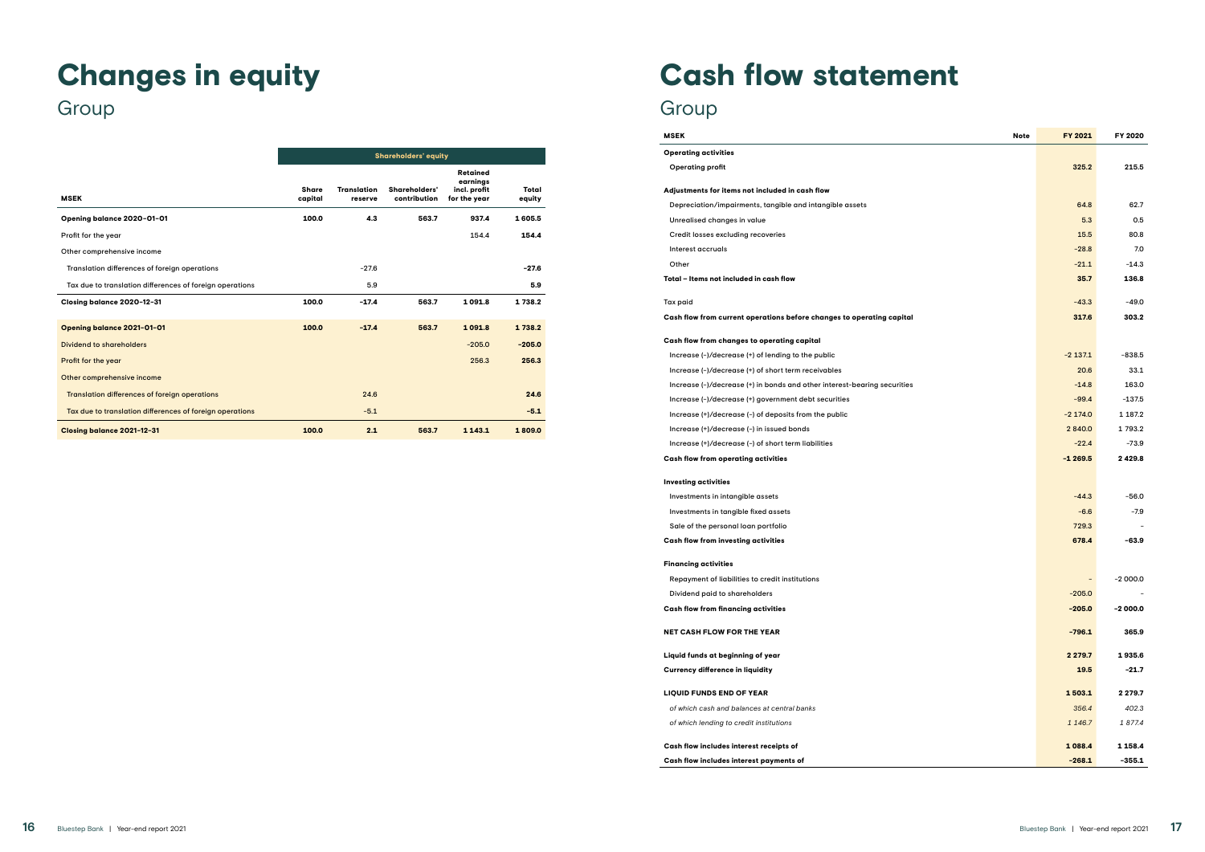# Changes in equity

## Group

| MSEK | Shareholders' equity | | | | |
|---|---|---|---|---|---|
| | Share capital | Translation reserve | Shareholders' contribution | Retained earnings incl. profit for the year | Total equity |
| **Opening balance 2020-01-01** | **100.0** | **4.3** | **563.7** | **937.4** | **1 605.5** |
| Profit for the year | | | | 154.4 | **154.4** |
| Other comprehensive income | | | | | |
| Translation differences of foreign operations | | -27.6 | | | **-27.6** |
| Tax due to translation differences of foreign operations | | 5.9 | | | **5.9** |
| **Closing balance 2020-12-31** | **100.0** | **-17.4** | **563.7** | **1 091.8** | **1 738.2** |
| **Opening balance 2021-01-01** | **100.0** | **-17.4** | **563.7** | **1 091.8** | **1 738.2** |
| Dividend to shareholders | | | | -205.0 | **-205.0** |
| Profit for the year | | | | 256.3 | **256.3** |
| Other comprehensive income | | | | | |
| Translation differences of foreign operations | | 24.6 | | | **24.6** |
| Tax due to translation differences of foreign operations | | -5.1 | | | **-5.1** |
| **Closing balance 2021-12-31** | **100.0** | **2.1** | **563.7** | **1 143.1** | **1 809.0** |

# Cash flow statement

## Group

| MSEK | Note | FY 2021 | FY 2020 |
|---|---|---|---|
| **Operating activities** | | | |
| **Operating profit** | | 325.2 | **215.5** |
| **Adjustments for items not included in cash flow** | | | |
| Depreciation/impairments, tangible and intangible assets | | 64.8 | 62.7 |
| Unrealised changes in value | | 5.3 | 0.5 |
| Credit losses excluding recoveries | | 15.5 | 80.8 |
| Interest accruals | | -28.8 | 7.0 |
| Other | | -21.1 | -14.3 |
| **Total – Items not included in cash flow** | | **35.7** | **136.8** |
| Tax paid | | -43.3 | -49.0 |
| **Cash flow from current operations before changes to operating capital** | | **317.6** | **303.2** |
| **Cash flow from changes to operating capital** | | | |
| Increase (-)/decrease (+) of lending to the public | | -2 137.1 | -838.5 |
| Increase (-)/decrease (+) of short term receivables | | 20.6 | 33.1 |
| Increase (-)/decrease (+) in bonds and other interest-bearing securities | | -14.8 | 163.0 |
| Increase (-)/decrease (+) government debt securities | | -99.4 | -137.5 |
| Increase (+)/decrease (-) of deposits from the public | | -2 174.0 | 1 187.2 |
| Increase (+)/decrease (-) in issued bonds | | 2 840.0 | 1 793.2 |
| Increase (+)/decrease (-) of short term liabilities | | -22.4 | -73.9 |
| **Cash flow from operating activities** | | **-1 269.5** | **2 429.8** |
| **Investing activities** | | | |
| Investments in intangible assets | | -44.3 | -56.0 |
| Investments in tangible fixed assets | | -6.6 | -7.9 |
| Sale of the personal loan portfolio | | 729.3 | - |
| **Cash flow from investing activities** | | **678.4** | **-63.9** |
| **Financing activities** | | | |
| Repayment of liabilities to credit institutions | | - | -2 000.0 |
| Dividend paid to shareholders | | -205.0 | - |
| **Cash flow from financing activities** | | **-205.0** | **-2 000.0** |
| **NET CASH FLOW FOR THE YEAR** | | **-796.1** | **365.9** |
| **Liquid funds at beginning of year** | | **2 279.7** | **1 935.6** |
| **Currency difference in liquidity** | | **19.5** | **-21.7** |
| **LIQUID FUNDS END OF YEAR** | | **1 503.1** | **2 279.7** |
| *of which cash and balances at central banks* | | *356.4* | *402.3* |
| *of which lending to credit institutions* | | *1 146.7* | *1 877.4* |
| **Cash flow includes interest receipts of** | | **1 088.4** | **1 158.4** |
| **Cash flow includes interest payments of** | | **-268.1** | **-355.1** |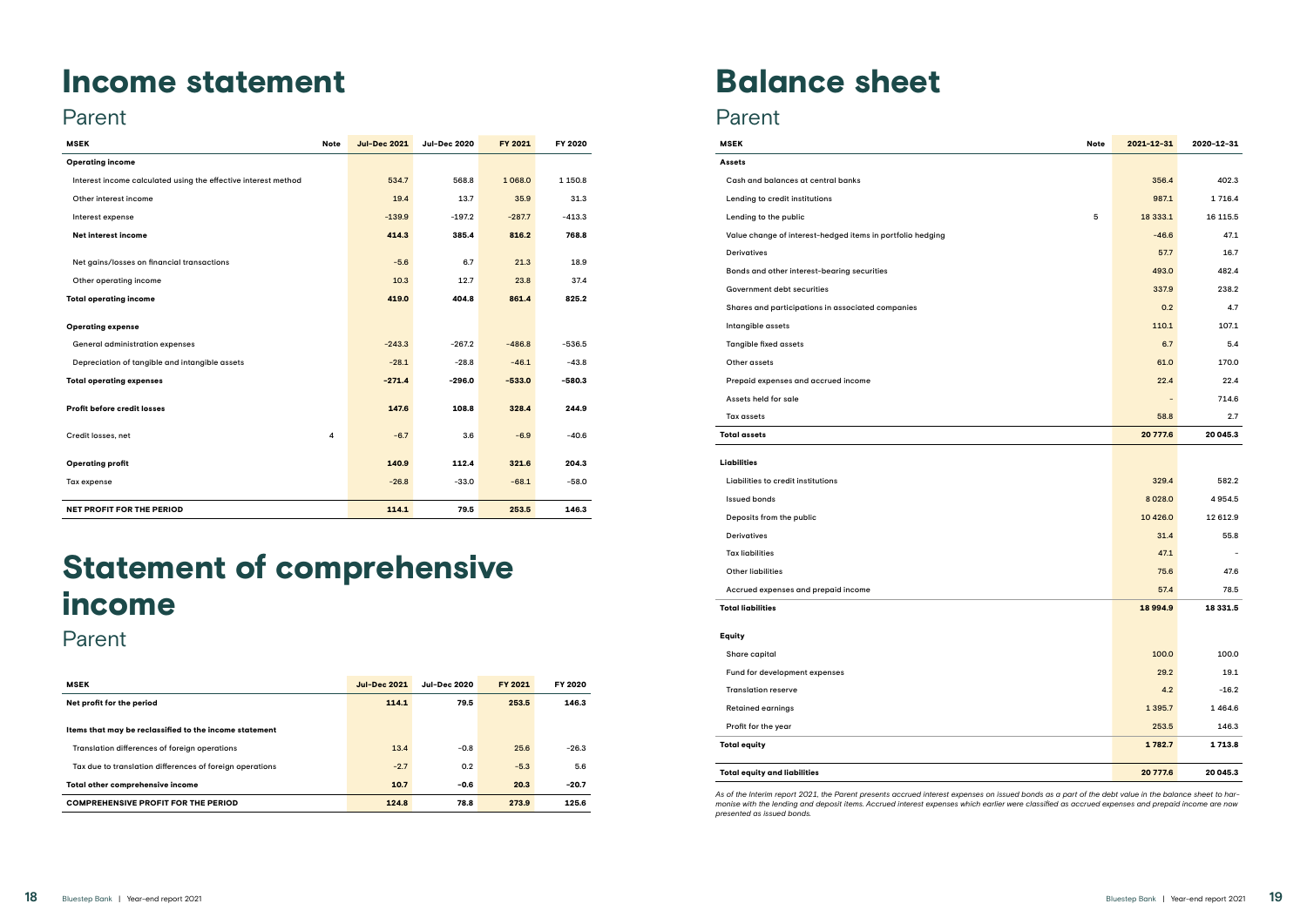# Income statement

## Parent

| MSEK | Note | Jul-Dec 2021 | Jul-Dec 2020 | FY 2021 | FY 2020 |
|---|---|---|---|---|---|
| **Operating income** | | | | | |
| Interest income calculated using the effective interest method | | 534.7 | 568.8 | 1 068.0 | 1 150.8 |
| Other interest income | | 19.4 | 13.7 | 35.9 | 31.3 |
| Interest expense | | -139.9 | -197.2 | -287.7 | -413.3 |
| **Net interest income** | | **414.3** | **385.4** | **816.2** | **768.8** |
| Net gains/losses on financial transactions | | -5.6 | 6.7 | 21.3 | 18.9 |
| Other operating income | | 10.3 | 12.7 | 23.8 | 37.4 |
| **Total operating income** | | **419.0** | **404.8** | **861.4** | **825.2** |
| **Operating expense** | | | | | |
| General administration expenses | | -243.3 | -267.2 | -486.8 | -536.5 |
| Depreciation of tangible and intangible assets | | -28.1 | -28.8 | -46.1 | -43.8 |
| **Total operating expenses** | | **-271.4** | **-296.0** | **-533.0** | **-580.3** |
| **Profit before credit losses** | | **147.6** | **108.8** | **328.4** | **244.9** |
| Credit losses, net | 4 | -6.7 | 3.6 | -6.9 | -40.6 |
| **Operating profit** | | **140.9** | **112.4** | **321.6** | **204.3** |
| Tax expense | | -26.8 | -33.0 | -68.1 | -58.0 |
| **NET PROFIT FOR THE PERIOD** | | **114.1** | **79.5** | **253.5** | **146.3** |

# Statement of comprehensive income

## Parent

| MSEK | Jul-Dec 2021 | Jul-Dec 2020 | FY 2021 | FY 2020 |
|---|---|---|---|---|
| **Net profit for the period** | **114.1** | **79.5** | **253.5** | **146.3** |
| **Items that may be reclassified to the income statement** | | | | |
| Translation differences of foreign operations | 13.4 | -0.8 | 25.6 | -26.3 |
| Tax due to translation differences of foreign operations | -2.7 | 0.2 | -5.3 | 5.6 |
| **Total other comprehensive income** | **10.7** | **-0.6** | **20.3** | **-20.7** |
| **COMPREHENSIVE PROFIT FOR THE PERIOD** | **124.8** | **78.8** | **273.9** | **125.6** |

# Balance sheet

## Parent

| MSEK | Note | 2021-12-31 | 2020-12-31 |
|---|---|---|---|
| **Assets** | | | |
| Cash and balances at central banks | | 356.4 | 402.3 |
| Lending to credit institutions | | 987.1 | 1 716.4 |
| Lending to the public | 5 | 18 333.1 | 16 115.5 |
| Value change of interest-hedged items in portfolio hedging | | -46.6 | 47.1 |
| Derivatives | | 57.7 | 16.7 |
| Bonds and other interest-bearing securities | | 493.0 | 482.4 |
| Government debt securities | | 337.9 | 238.2 |
| Shares and participations in associated companies | | 0.2 | 4.7 |
| Intangible assets | | 110.1 | 107.1 |
| Tangible fixed assets | | 6.7 | 5.4 |
| Other assets | | 61.0 | 170.0 |
| Prepaid expenses and accrued income | | 22.4 | 22.4 |
| Assets held for sale | | - | 714.6 |
| Tax assets | | 58.8 | 2.7 |
| **Total assets** | | **20 777.6** | **20 045.3** |
| **Liabilities** | | | |
| Liabilities to credit institutions | | 329.4 | 582.2 |
| Issued bonds | | 8 028.0 | 4 954.5 |
| Deposits from the public | | 10 426.0 | 12 612.9 |
| Derivatives | | 31.4 | 55.8 |
| Tax liabilities | | 47.1 | - |
| Other liabilities | | 75.6 | 47.6 |
| Accrued expenses and prepaid income | | 57.4 | 78.5 |
| **Total liabilities** | | **18 994.9** | **18 331.5** |
| **Equity** | | | |
| Share capital | | 100.0 | 100.0 |
| Fund for development expenses | | 29.2 | 19.1 |
| Translation reserve | | 4.2 | -16.2 |
| Retained earnings | | 1 395.7 | 1 464.6 |
| Profit for the year | | 253.5 | 146.3 |
| **Total equity** | | **1 782.7** | **1 713.8** |
| **Total equity and liabilities** | | **20 777.6** | **20 045.3** |

*As of the Interim report 2021, the Parent presents accrued interest expenses on issued bonds as a part of the debt value in the balance sheet to harmonise with the lending and deposit items. Accrued interest expenses which earlier were classified as accrued expenses and prepaid income are now presented as issued bonds.*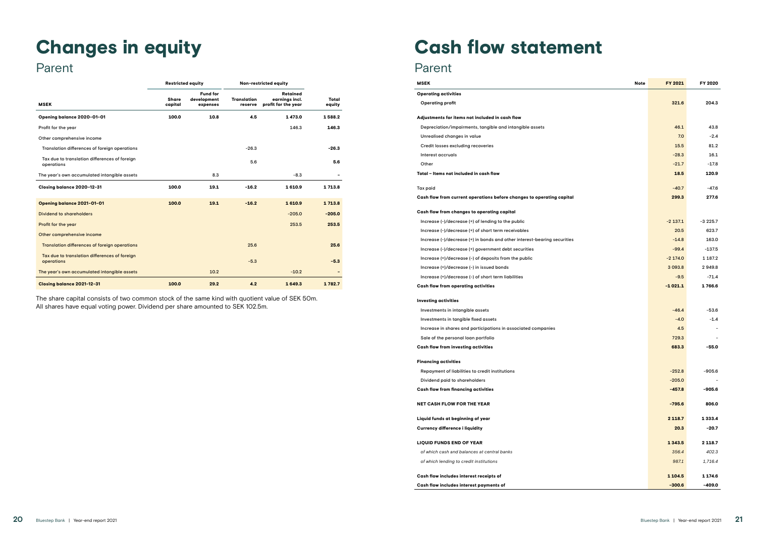# Changes in equity

## Parent

| | Restricted equity | | Non-restricted equity | | |
|---|---|---|---|---|---|
| **MSEK** | **Share capital** | **Fund for development expenses** | **Translation reserve** | **Retained earnings incl. profit for the year** | **Total equity** |
| **Opening balance 2020-01-01** | **100.0** | **10.8** | **4.5** | **1 473.0** | **1 588.2** |
| Profit for the year | | | | 146.3 | **146.3** |
| Other comprehensive income | | | | | |
| Translation differences of foreign operations | | | -26.3 | | **-26.3** |
| Tax due to translation differences of foreign operations | | | 5.6 | | **5.6** |
| The year's own accumulated intangible assets | | 8.3 | | -8.3 | - |
| **Closing balance 2020-12-31** | **100.0** | **19.1** | **-16.2** | **1 610.9** | **1 713.8** |
| **Opening balance 2021-01-01** | **100.0** | **19.1** | **-16.2** | **1 610.9** | **1 713.8** |
| Dividend to shareholders | | | | -205.0 | **-205.0** |
| Profit for the year | | | | 253.5 | **253.5** |
| Other comprehensive income | | | | | |
| Translation differences of foreign operations | | | 25.6 | | **25.6** |
| Tax due to translation differences of foreign operations | | | -5.3 | | **-5.3** |
| The year's own accumulated intangible assets | | 10.2 | | -10.2 | - |
| **Closing balance 2021-12-31** | **100.0** | **29.2** | **4.2** | **1 649.3** | **1 782.7** |

The share capital consists of two common stock of the same kind with quotient value of SEK 50m. All shares have equal voting power. Dividend per share amounted to SEK 102.5m.

# Cash flow statement

## Parent

| MSEK | Note | FY 2021 | FY 2020 |
|---|---|---|---|
| **Operating activities** | | | |
| **Operating profit** | | **321.6** | **204.3** |
| **Adjustments for items not included in cash flow** | | | |
| Depreciation/impairments, tangible and intangible assets | | 46.1 | 43.8 |
| Unrealised changes in value | | 7.0 | -2.4 |
| Credit losses excluding recoveries | | 15.5 | 81.2 |
| Interest accruals | | -28.3 | 16.1 |
| Other | | -21.7 | -17.8 |
| **Total – Items not included in cash flow** | | **18.5** | **120.9** |
| Tax paid | | -40.7 | -47.6 |
| **Cash flow from current operations before changes to operating capital** | | **299.3** | **277.6** |
| **Cash flow from changes to operating capital** | | | |
| Increase (-)/decrease (+) of lending to the public | | -2 137.1 | -3 225.7 |
| Increase (-)/decrease (+) of short term receivables | | 20.5 | 623.7 |
| Increase (-)/decrease (+) in bonds and other interest-bearing securities | | -14.8 | 163.0 |
| Increase (-)/decrease (+) government debt securities | | -99.4 | -137.5 |
| Increase (+)/decrease (-) of deposits from the public | | -2 174.0 | 1 187.2 |
| Increase (+)/decrease (-) in issued bonds | | 3 093.8 | 2 949.8 |
| Increase (+)/decrease (-) of short term liabilities | | -9.5 | -71.4 |
| **Cash flow from operating activities** | | **-1 021.1** | **1 766.6** |
| **Investing activities** | | | |
| Investments in intangible assets | | -46.4 | -53.6 |
| Investments in tangible fixed assets | | -4.0 | -1.4 |
| Increase in shares and participations in associated companies | | 4.5 | - |
| Sale of the personal loan portfolio | | 729.3 | - |
| **Cash flow from investing activities** | | **683.3** | **-55.0** |
| **Financing activities** | | | |
| Repayment of liabilities to credit institutions | | -252.8 | -905.6 |
| Dividend paid to shareholders | | -205.0 | - |
| **Cash flow from financing activities** | | **-457.8** | **-905.6** |
| **NET CASH FLOW FOR THE YEAR** | | **-795.6** | **806.0** |
| **Liquid funds at beginning of year** | | **2 118.7** | **1 333.4** |
| **Currency difference i liquidity** | | **20.3** | **-20.7** |
| **LIQUID FUNDS END OF YEAR** | | **1 343.5** | **2 118.7** |
| *of which cash and balances at central banks* | | *356.4* | *402.3* |
| *of which lending to credit institutions* | | *987.1* | *1,716.4* |
| **Cash flow includes interest receipts of** | | **1 104.5** | **1 174.6** |
| **Cash flow includes interest payments of** | | **-300.6** | **-409.0** |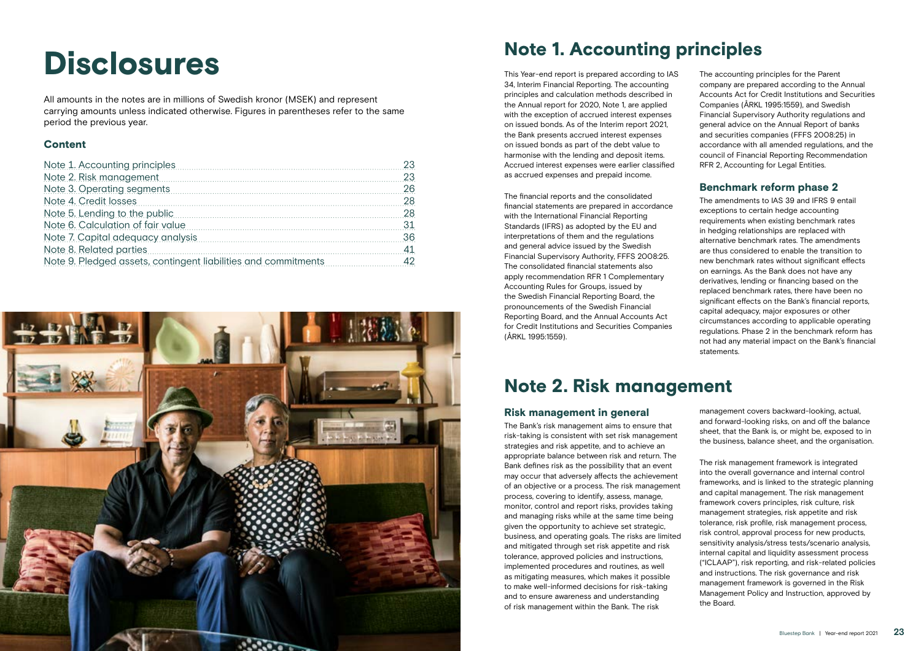# Disclosures

All amounts in the notes are in millions of Swedish kronor (MSEK) and represent carrying amounts unless indicated otherwise. Figures in parentheses refer to the same period the previous year.

### Content

| | |
|---|---|
| Note 1. Accounting principles | 23 |
| Note 2. Risk management | 23 |
| Note 3. Operating segments | 26 |
| Note 4. Credit losses | 28 |
| Note 5. Lending to the public | 28 |
| Note 6. Calculation of fair value | 31 |
| Note 7. Capital adequacy analysis | 36 |
| Note 8. Related parties | 41 |
| Note 9. Pledged assets, contingent liabilities and commitments | 42 |

# Note 1. Accounting principles

This Year-end report is prepared according to IAS 34, Interim Financial Reporting. The accounting principles and calculation methods described in the Annual report for 2020, Note 1, are applied with the exception of accrued interest expenses on issued bonds. As of the Interim report 2021, the Bank presents accrued interest expenses on issued bonds as part of the debt value to harmonise with the lending and deposit items. Accrued interest expenses were earlier classified as accrued expenses and prepaid income.

The financial reports and the consolidated financial statements are prepared in accordance with the International Financial Reporting Standards (IFRS) as adopted by the EU and interpretations of them and the regulations and general advice issued by the Swedish Financial Supervisory Authority, FFFS 2008:25. The consolidated financial statements also apply recommendation RFR 1 Complementary Accounting Rules for Groups, issued by the Swedish Financial Reporting Board, the pronouncements of the Swedish Financial Reporting Board, and the Annual Accounts Act for Credit Institutions and Securities Companies (ÅRKL 1995:1559).

The accounting principles for the Parent company are prepared according to the Annual Accounts Act for Credit Institutions and Securities Companies (ÅRKL 1995:1559), and Swedish Financial Supervisory Authority regulations and general advice on the Annual Report of banks and securities companies (FFFS 2008:25) in accordance with all amended regulations, and the council of Financial Reporting Recommendation RFR 2, Accounting for Legal Entities.

### Benchmark reform phase 2

The amendments to IAS 39 and IFRS 9 entail exceptions to certain hedge accounting requirements when existing benchmark rates in hedging relationships are replaced with alternative benchmark rates. The amendments are thus considered to enable the transition to new benchmark rates without significant effects on earnings. As the Bank does not have any derivatives, lending or financing based on the replaced benchmark rates, there have been no significant effects on the Bank's financial reports, capital adequacy, major exposures or other circumstances according to applicable operating regulations. Phase 2 in the benchmark reform has not had any material impact on the Bank's financial statements.

# Note 2. Risk management

### Risk management in general

The Bank's risk management aims to ensure that risk-taking is consistent with set risk management strategies and risk appetite, and to achieve an appropriate balance between risk and return. The Bank defines risk as the possibility that an event may occur that adversely affects the achievement of an objective or a process. The risk management process, covering to identify, assess, manage, monitor, control and report risks, provides taking and managing risks while at the same time being given the opportunity to achieve set strategic, business, and operating goals. The risks are limited and mitigated through set risk appetite and risk tolerance, approved policies and instructions, implemented procedures and routines, as well as mitigating measures, which makes it possible to make well-informed decisions for risk-taking and to ensure awareness and understanding of risk management within the Bank. The risk management covers backward-looking, actual, and forward-looking risks, on and off the balance sheet, that the Bank is, or might be, exposed to in the business, balance sheet, and the organisation.

The risk management framework is integrated into the overall governance and internal control frameworks, and is linked to the strategic planning and capital management. The risk management framework covers principles, risk culture, risk management strategies, risk appetite and risk tolerance, risk profile, risk management process, risk control, approval process for new products, sensitivity analysis/stress tests/scenario analysis, internal capital and liquidity assessment process ("ICLAAP"), risk reporting, and risk-related policies and instructions. The risk governance and risk management framework is governed in the Risk Management Policy and Instruction, approved by the Board.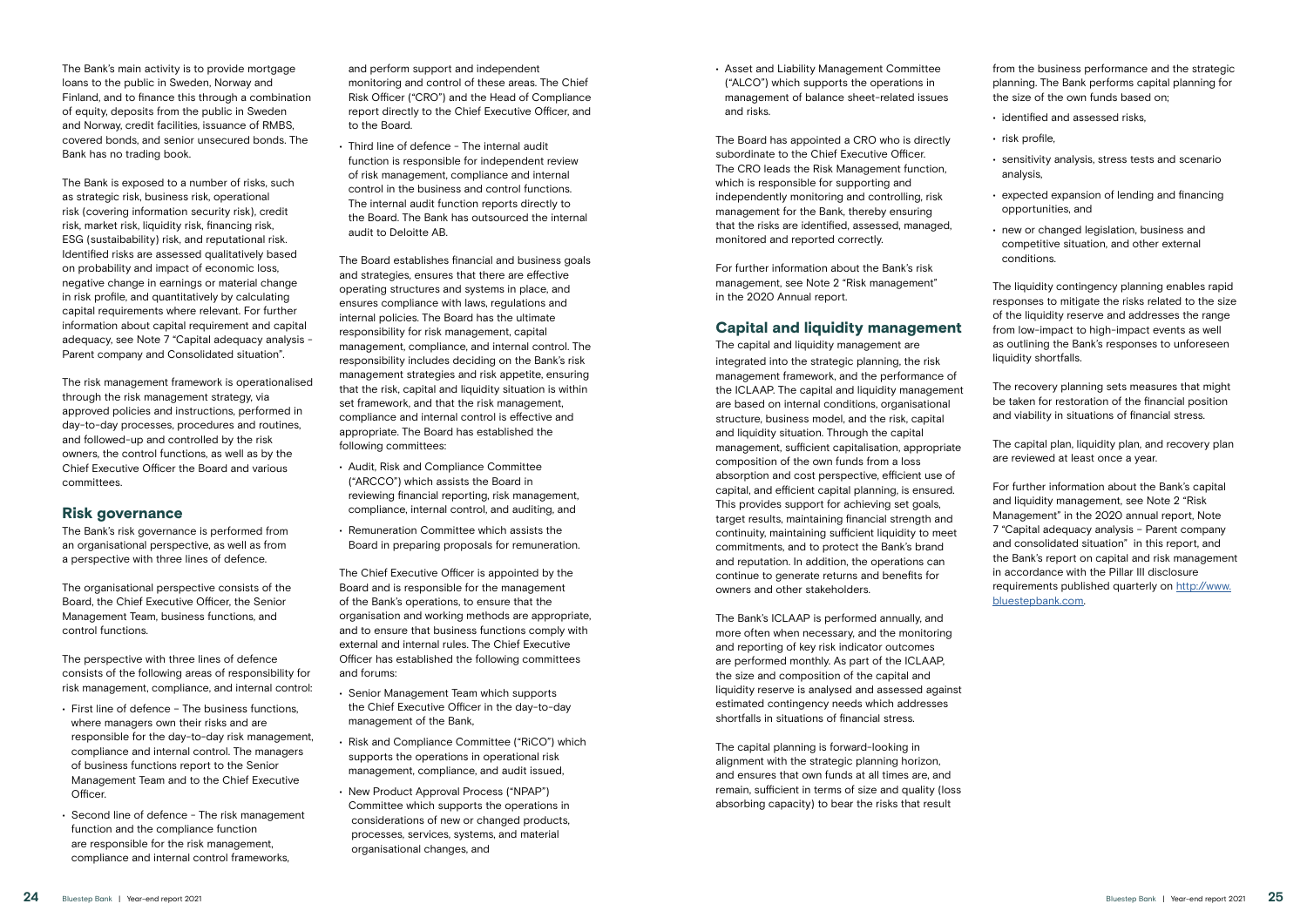The Bank's main activity is to provide mortgage loans to the public in Sweden, Norway and Finland, and to finance this through a combination of equity, deposits from the public in Sweden and Norway, credit facilities, issuance of RMBS, covered bonds, and senior unsecured bonds. The Bank has no trading book.

The Bank is exposed to a number of risks, such as strategic risk, business risk, operational risk (covering information security risk), credit risk, market risk, liquidity risk, financing risk, ESG (sustaibability) risk, and reputational risk. Identified risks are assessed qualitatively based on probability and impact of economic loss, negative change in earnings or material change in risk profile, and quantitatively by calculating capital requirements where relevant. For further information about capital requirement and capital adequacy, see Note 7 "Capital adequacy analysis - Parent company and Consolidated situation".

The risk management framework is operationalised through the risk management strategy, via approved policies and instructions, performed in day-to-day processes, procedures and routines, and followed-up and controlled by the risk owners, the control functions, as well as by the Chief Executive Officer the Board and various committees.

## Risk governance

The Bank's risk governance is performed from an organisational perspective, as well as from a perspective with three lines of defence.

The organisational perspective consists of the Board, the Chief Executive Officer, the Senior Management Team, business functions, and control functions.

The perspective with three lines of defence consists of the following areas of responsibility for risk management, compliance, and internal control:

- First line of defence – The business functions, where managers own their risks and are responsible for the day-to-day risk management, compliance and internal control. The managers of business functions report to the Senior Management Team and to the Chief Executive Officer.
- Second line of defence - The risk management function and the compliance function are responsible for the risk management, compliance and internal control frameworks, and perform support and independent monitoring and control of these areas. The Chief Risk Officer ("CRO") and the Head of Compliance report directly to the Chief Executive Officer, and to the Board.
- Third line of defence - The internal audit function is responsible for independent review of risk management, compliance and internal control in the business and control functions. The internal audit function reports directly to the Board. The Bank has outsourced the internal audit to Deloitte AB.

The Board establishes financial and business goals and strategies, ensures that there are effective operating structures and systems in place, and ensures compliance with laws, regulations and internal policies. The Board has the ultimate responsibility for risk management, capital management, compliance, and internal control. The responsibility includes deciding on the Bank's risk management strategies and risk appetite, ensuring that the risk, capital and liquidity situation is within set framework, and that the risk management, compliance and internal control is effective and appropriate. The Board has established the following committees:

- Audit, Risk and Compliance Committee ("ARCCO") which assists the Board in reviewing financial reporting, risk management, compliance, internal control, and auditing, and
- Remuneration Committee which assists the Board in preparing proposals for remuneration.

The Chief Executive Officer is appointed by the Board and is responsible for the management of the Bank's operations, to ensure that the organisation and working methods are appropriate, and to ensure that business functions comply with external and internal rules. The Chief Executive Officer has established the following committees and forums:

- Senior Management Team which supports the Chief Executive Officer in the day-to-day management of the Bank,
- Risk and Compliance Committee ("RiCO") which supports the operations in operational risk management, compliance, and audit issued,
- New Product Approval Process ("NPAP") Committee which supports the operations in considerations of new or changed products, processes, services, systems, and material organisational changes, and
- Asset and Liability Management Committee ("ALCO") which supports the operations in management of balance sheet-related issues and risks.

The Board has appointed a CRO who is directly subordinate to the Chief Executive Officer. The CRO leads the Risk Management function, which is responsible for supporting and independently monitoring and controlling, risk management for the Bank, thereby ensuring that the risks are identified, assessed, managed, monitored and reported correctly.

For further information about the Bank's risk management, see Note 2 "Risk management" in the 2020 Annual report.

## Capital and liquidity management

The capital and liquidity management are integrated into the strategic planning, the risk management framework, and the performance of the ICLAAP. The capital and liquidity management are based on internal conditions, organisational structure, business model, and the risk, capital and liquidity situation. Through the capital management, sufficient capitalisation, appropriate composition of the own funds from a loss absorption and cost perspective, efficient use of capital, and efficient capital planning, is ensured. This provides support for achieving set goals, target results, maintaining financial strength and continuity, maintaining sufficient liquidity to meet commitments, and to protect the Bank's brand and reputation. In addition, the operations can continue to generate returns and benefits for owners and other stakeholders.

The Bank's ICLAAP is performed annually, and more often when necessary, and the monitoring and reporting of key risk indicator outcomes are performed monthly. As part of the ICLAAP, the size and composition of the capital and liquidity reserve is analysed and assessed against estimated contingency needs which addresses shortfalls in situations of financial stress.

The capital planning is forward-looking in alignment with the strategic planning horizon, and ensures that own funds at all times are, and remain, sufficient in terms of size and quality (loss absorbing capacity) to bear the risks that result from the business performance and the strategic planning. The Bank performs capital planning for the size of the own funds based on;

- identified and assessed risks,
- risk profile,
- sensitivity analysis, stress tests and scenario analysis,
- expected expansion of lending and financing opportunities, and
- new or changed legislation, business and competitive situation, and other external conditions.

The liquidity contingency planning enables rapid responses to mitigate the risks related to the size of the liquidity reserve and addresses the range from low-impact to high-impact events as well as outlining the Bank's responses to unforeseen liquidity shortfalls.

The recovery planning sets measures that might be taken for restoration of the financial position and viability in situations of financial stress.

The capital plan, liquidity plan, and recovery plan are reviewed at least once a year.

For further information about the Bank's capital and liquidity management, see Note 2 "Risk Management" in the 2020 annual report, Note 7 "Capital adequacy analysis – Parent company and consolidated situation" in this report, and the Bank's report on capital and risk management in accordance with the Pillar III disclosure requirements published quarterly on http://www.bluestepbank.com.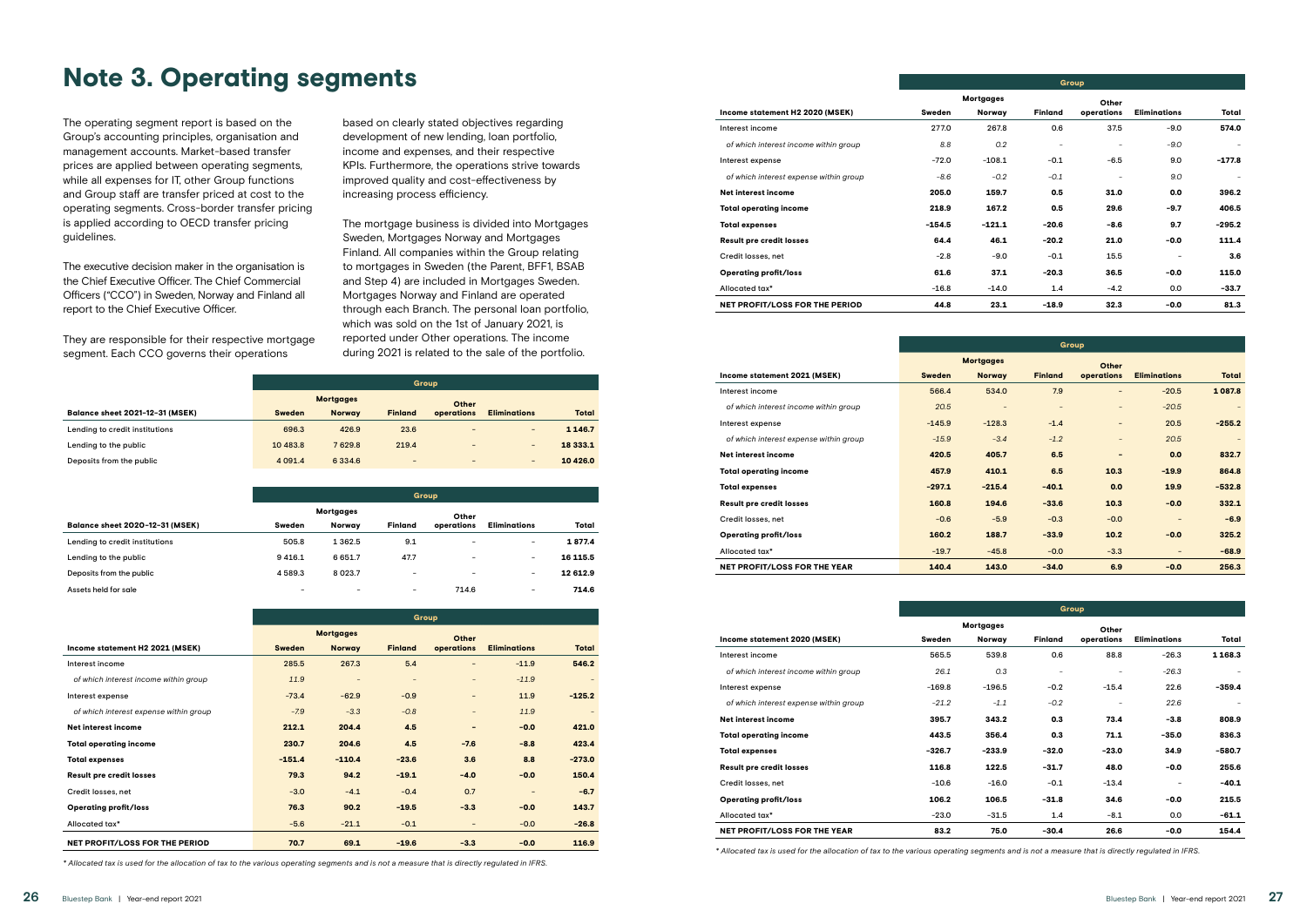# Note 3. Operating segments

The operating segment report is based on the Group's accounting principles, organisation and management accounts. Market-based transfer prices are applied between operating segments, while all expenses for IT, other Group functions and Group staff are transfer priced at cost to the operating segments. Cross-border transfer pricing is applied according to OECD transfer pricing guidelines.

The executive decision maker in the organisation is the Chief Executive Officer. The Chief Commercial Officers ("CCO") in Sweden, Norway and Finland all report to the Chief Executive Officer.

They are responsible for their respective mortgage segment. Each CCO governs their operations based on clearly stated objectives regarding development of new lending, loan portfolio, income and expenses, and their respective KPIs. Furthermore, the operations strive towards improved quality and cost-effectiveness by increasing process efficiency.

The mortgage business is divided into Mortgages Sweden, Mortgages Norway and Mortgages Finland. All companies within the Group relating to mortgages in Sweden (the Parent, BFF1, BSAB and Step 4) are included in Mortgages Sweden. Mortgages Norway and Finland are operated through each Branch. The personal loan portfolio, which was sold on the 1st of January 2021, is reported under Other operations. The income during 2021 is related to the sale of the portfolio.

| | Group | | | | | |
|---|---|---|---|---|---|---|
| | Mortgages | | | | | |
| **Balance sheet 2021-12-31 (MSEK)** | **Sweden** | **Norway** | **Finland** | **Other operations** | **Eliminations** | **Total** |
| Lending to credit institutions | 696.3 | 426.9 | 23.6 | – | – | **1 146.7** |
| Lending to the public | 10 483.8 | 7 629.8 | 219.4 | – | – | **18 333.1** |
| Deposits from the public | 4 091.4 | 6 334.6 | – | – | – | **10 426.0** |

| | Group | | | | | |
|---|---|---|---|---|---|---|
| | Mortgages | | | | | |
| **Balance sheet 2020-12-31 (MSEK)** | **Sweden** | **Norway** | **Finland** | **Other operations** | **Eliminations** | **Total** |
| Lending to credit institutions | 505.8 | 1 362.5 | 9.1 | – | – | **1 877.4** |
| Lending to the public | 9 416.1 | 6 651.7 | 47.7 | – | – | **16 115.5** |
| Deposits from the public | 4 589.3 | 8 023.7 | – | – | – | **12 612.9** |
| Assets held for sale | – | – | – | 714.6 | – | **714.6** |

| | Group | | | | | |
|---|---|---|---|---|---|---|
| | Mortgages | | | | | |
| **Income statement H2 2021 (MSEK)** | **Sweden** | **Norway** | **Finland** | **Other operations** | **Eliminations** | **Total** |
| Interest income | 285.5 | 267.3 | 5.4 | – | -11.9 | **546.2** |
| *of which interest income within group* | *11.9* | *–* | *–* | *–* | *-11.9* | *–* |
| Interest expense | -73.4 | -62.9 | -0.9 | – | 11.9 | **-125.2** |
| *of which interest expense within group* | *-7.9* | *-3.3* | *-0.8* | *–* | *11.9* | *–* |
| **Net interest income** | **212.1** | **204.4** | **4.5** | **–** | **-0.0** | **421.0** |
| **Total operating income** | **230.7** | **204.6** | **4.5** | **-7.6** | **-8.8** | **423.4** |
| **Total expenses** | **-151.4** | **-110.4** | **-23.6** | **3.6** | **8.8** | **-273.0** |
| **Result pre credit losses** | **79.3** | **94.2** | **-19.1** | **-4.0** | **-0.0** | **150.4** |
| Credit losses, net | -3.0 | -4.1 | -0.4 | 0.7 | – | **-6.7** |
| **Operating profit/loss** | **76.3** | **90.2** | **-19.5** | **-3.3** | **-0.0** | **143.7** |
| Allocated tax* | -5.6 | -21.1 | -0.1 | – | -0.0 | **-26.8** |
| **NET PROFIT/LOSS FOR THE PERIOD** | **70.7** | **69.1** | **-19.6** | **-3.3** | **-0.0** | **116.9** |

*\* Allocated tax is used for the allocation of tax to the various operating segments and is not a measure that is directly regulated in IFRS.*

| | Group | | | | | |
|---|---|---|---|---|---|---|
| | Mortgages | | | | | |
| **Income statement H2 2020 (MSEK)** | **Sweden** | **Norway** | **Finland** | **Other operations** | **Eliminations** | **Total** |
| Interest income | 277.0 | 267.8 | 0.6 | 37.5 | -9.0 | **574.0** |
| *of which interest income within group* | *8.8* | *0.2* | *–* | *–* | *-9.0* | *–* |
| Interest expense | -72.0 | -108.1 | -0.1 | -6.5 | 9.0 | **-177.8** |
| *of which interest expense within group* | *-8.6* | *-0.2* | *-0.1* | *–* | *9.0* | *–* |
| **Net interest income** | **205.0** | **159.7** | **0.5** | **31.0** | **0.0** | **396.2** |
| **Total operating income** | **218.9** | **167.2** | **0.5** | **29.6** | **-9.7** | **406.5** |
| **Total expenses** | **-154.5** | **-121.1** | **-20.6** | **-8.6** | **9.7** | **-295.2** |
| **Result pre credit losses** | **64.4** | **46.1** | **-20.2** | **21.0** | **-0.0** | **111.4** |
| Credit losses, net | -2.8 | -9.0 | -0.1 | 15.5 | – | **3.6** |
| **Operating profit/loss** | **61.6** | **37.1** | **-20.3** | **36.5** | **-0.0** | **115.0** |
| Allocated tax* | -16.8 | -14.0 | 1.4 | -4.2 | 0.0 | **-33.7** |
| **NET PROFIT/LOSS FOR THE PERIOD** | **44.8** | **23.1** | **-18.9** | **32.3** | **-0.0** | **81.3** |

| | Group | | | | | |
|---|---|---|---|---|---|---|
| | Mortgages | | | | | |
| **Income statement 2021 (MSEK)** | **Sweden** | **Norway** | **Finland** | **Other operations** | **Eliminations** | **Total** |
| Interest income | 566.4 | 534.0 | 7.9 | – | -20.5 | **1 087.8** |
| *of which interest income within group* | *20.5* | *–* | *–* | *–* | *-20.5* | *–* |
| Interest expense | -145.9 | -128.3 | -1.4 | – | 20.5 | **-255.2** |
| *of which interest expense within group* | *-15.9* | *-3.4* | *-1.2* | *–* | *20.5* | *–* |
| **Net interest income** | **420.5** | **405.7** | **6.5** | **–** | **0.0** | **832.7** |
| **Total operating income** | **457.9** | **410.1** | **6.5** | **10.3** | **-19.9** | **864.8** |
| **Total expenses** | **-297.1** | **-215.4** | **-40.1** | **0.0** | **19.9** | **-532.8** |
| **Result pre credit losses** | **160.8** | **194.6** | **-33.6** | **10.3** | **-0.0** | **332.1** |
| Credit losses, net | -0.6 | -5.9 | -0.3 | -0.0 | – | **-6.9** |
| **Operating profit/loss** | **160.2** | **188.7** | **-33.9** | **10.2** | **-0.0** | **325.2** |
| Allocated tax* | -19.7 | -45.8 | -0.0 | -3.3 | – | **-68.9** |
| **NET PROFIT/LOSS FOR THE YEAR** | **140.4** | **143.0** | **-34.0** | **6.9** | **-0.0** | **256.3** |

| | Group | | | | | |
|---|---|---|---|---|---|---|
| | Mortgages | | | | | |
| **Income statement 2020 (MSEK)** | **Sweden** | **Norway** | **Finland** | **Other operations** | **Eliminations** | **Total** |
| Interest income | 565.5 | 539.8 | 0.6 | 88.8 | -26.3 | **1 168.3** |
| *of which interest income within group* | *26.1* | *0.3* | *–* | *–* | *-26.3* | *–* |
| Interest expense | -169.8 | -196.5 | -0.2 | -15.4 | 22.6 | **-359.4** |
| *of which interest expense within group* | *-21.2* | *-1.1* | *-0.2* | *–* | *22.6* | *–* |
| **Net interest income** | **395.7** | **343.2** | **0.3** | **73.4** | **-3.8** | **808.9** |
| **Total operating income** | **443.5** | **356.4** | **0.3** | **71.1** | **-35.0** | **836.3** |
| **Total expenses** | **-326.7** | **-233.9** | **-32.0** | **-23.0** | **34.9** | **-580.7** |
| **Result pre credit losses** | **116.8** | **122.5** | **-31.7** | **48.0** | **-0.0** | **255.6** |
| Credit losses, net | -10.6 | -16.0 | -0.1 | -13.4 | – | **-40.1** |
| **Operating profit/loss** | **106.2** | **106.5** | **-31.8** | **34.6** | **-0.0** | **215.5** |
| Allocated tax* | -23.0 | -31.5 | 1.4 | -8.1 | 0.0 | **-61.1** |
| **NET PROFIT/LOSS FOR THE YEAR** | **83.2** | **75.0** | **-30.4** | **26.6** | **-0.0** | **154.4** |

*\* Allocated tax is used for the allocation of tax to the various operating segments and is not a measure that is directly regulated in IFRS.*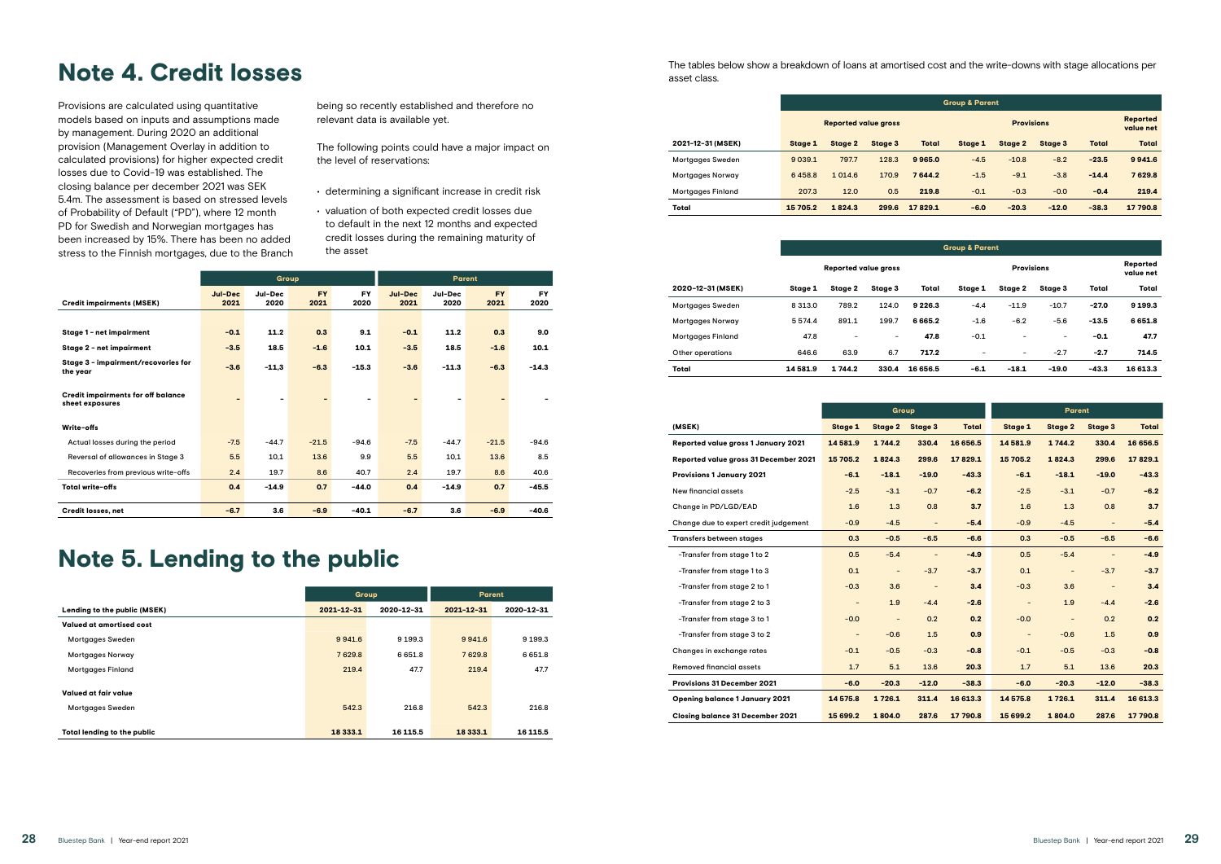# Note 4. Credit losses

Provisions are calculated using quantitative models based on inputs and assumptions made by management. During 2020 an additional provision (Management Overlay in addition to calculated provisions) for higher expected credit losses due to Covid-19 was established. The closing balance per december 2021 was SEK 5.4m. The assessment is based on stressed levels of Probability of Default ("PD"), where 12 month PD for Swedish and Norwegian mortgages has been increased by 15%. There has been no added stress to the Finnish mortgages, due to the Branch being so recently established and therefore no relevant data is available yet.

The following points could have a major impact on the level of reservations:

- determining a significant increase in credit risk
- valuation of both expected credit losses due to default in the next 12 months and expected credit losses during the remaining maturity of the asset

| | Group | | | | Parent | | | |
|---|---|---|---|---|---|---|---|---|
| **Credit impairments (MSEK)** | **Jul-Dec 2021** | **Jul-Dec 2020** | **FY 2021** | **FY 2020** | **Jul-Dec 2021** | **Jul-Dec 2020** | **FY 2021** | **FY 2020** |
| **Stage 1 - net impairment** | **-0.1** | **11.2** | **0.3** | **9.1** | **-0.1** | **11.2** | **0.3** | **9.0** |
| **Stage 2 - net impairment** | **-3.5** | **18.5** | **-1.6** | **10.1** | **-3.5** | **18.5** | **-1.6** | **10.1** |
| **Stage 3 - impairment/recoveries for the year** | **-3.6** | **-11,3** | **-6.3** | **-15.3** | **-3.6** | **-11.3** | **-6.3** | **-14.3** |
| **Credit impairments for off balance sheet exposures** | - | - | - | - | - | - | - | - |
| **Write-offs** | | | | | | | | |
| Actual losses during the period | -7.5 | -44.7 | -21.5 | -94.6 | -7.5 | -44.7 | -21.5 | -94.6 |
| Reversal of allowances in Stage 3 | 5.5 | 10,1 | 13.6 | 9.9 | 5.5 | 10,1 | 13.6 | 8.5 |
| Recoveries from previous write-offs | 2.4 | 19.7 | 8.6 | 40.7 | 2.4 | 19.7 | 8.6 | 40.6 |
| **Total write-offs** | **0.4** | **-14.9** | **0.7** | **-44.0** | **0.4** | **-14.9** | **0.7** | **-45.5** |
| **Credit losses, net** | **-6.7** | **3.6** | **-6.9** | **-40.1** | **-6.7** | **3.6** | **-6.9** | **-40.6** |

# Note 5. Lending to the public

| | Group | | Parent | |
|---|---|---|---|---|
| **Lending to the public (MSEK)** | **2021-12-31** | **2020-12-31** | **2021-12-31** | **2020-12-31** |
| **Valued at amortised cost** | | | | |
| Mortgages Sweden | 9 941.6 | 9 199.3 | 9 941.6 | 9 199.3 |
| Mortgages Norway | 7 629.8 | 6 651.8 | 7 629.8 | 6 651.8 |
| Mortgages Finland | 219.4 | 47.7 | 219.4 | 47.7 |
| **Valued at fair value** | | | | |
| Mortgages Sweden | 542.3 | 216.8 | 542.3 | 216.8 |
| **Total lending to the public** | **18 333.1** | **16 115.5** | **18 333.1** | **16 115.5** |

The tables below show a breakdown of loans at amortised cost and the write-downs with stage allocations per asset class.

| | Group & Parent | | | | | | | | |
|---|---|---|---|---|---|---|---|---|---|
| | Reported value gross | | | | Provisions | | | | Reported value net |
| **2021-12-31 (MSEK)** | **Stage 1** | **Stage 2** | **Stage 3** | **Total** | **Stage 1** | **Stage 2** | **Stage 3** | **Total** | **Total** |
| Mortgages Sweden | 9 039.1 | 797.7 | 128.3 | **9 965.0** | -4.5 | -10.8 | -8.2 | **-23.5** | **9 941.6** |
| Mortgages Norway | 6 458.8 | 1 014.6 | 170.9 | **7 644.2** | -1.5 | -9.1 | -3.8 | **-14.4** | **7 629.8** |
| Mortgages Finland | 207.3 | 12.0 | 0.5 | **219.8** | -0.1 | -0.3 | -0.0 | **-0.4** | **219.4** |
| **Total** | **15 705.2** | **1 824.3** | **299.6** | **17 829.1** | **-6.0** | **-20.3** | **-12.0** | **-38.3** | **17 790.8** |

| | Group & Parent | | | | | | | | |
|---|---|---|---|---|---|---|---|---|---|
| | Reported value gross | | | | Provisions | | | | Reported value net |
| **2020-12-31 (MSEK)** | **Stage 1** | **Stage 2** | **Stage 3** | **Total** | **Stage 1** | **Stage 2** | **Stage 3** | **Total** | **Total** |
| Mortgages Sweden | 8 313.0 | 789.2 | 124.0 | **9 226.3** | -4.4 | -11.9 | -10.7 | **-27.0** | **9 199.3** |
| Mortgages Norway | 5 574.4 | 891.1 | 199.7 | **6 665.2** | -1.6 | -6.2 | -5.6 | **-13.5** | **6 651.8** |
| Mortgages Finland | 47.8 | - | - | **47.8** | -0.1 | - | - | **-0.1** | **47.7** |
| Other operations | 646.6 | 63.9 | 6.7 | **717.2** | - | - | -2.7 | **-2.7** | **714.5** |
| **Total** | **14 581.9** | **1 744.2** | **330.4** | **16 656.5** | **-6.1** | **-18.1** | **-19.0** | **-43.3** | **16 613.3** |

| | Group | | | | Parent | | | |
|---|---|---|---|---|---|---|---|---|
| **(MSEK)** | **Stage 1** | **Stage 2** | **Stage 3** | **Total** | **Stage 1** | **Stage 2** | **Stage 3** | **Total** |
| **Reported value gross 1 January 2021** | **14 581.9** | **1 744.2** | **330.4** | **16 656.5** | **14 581.9** | **1 744.2** | **330.4** | **16 656.5** |
| **Reported value gross 31 December 2021** | **15 705.2** | **1 824.3** | **299.6** | **17 829.1** | **15 705.2** | **1 824.3** | **299.6** | **17 829.1** |
| **Provisions 1 January 2021** | **-6.1** | **-18.1** | **-19.0** | **-43.3** | **-6.1** | **-18.1** | **-19.0** | **-43.3** |
| New financial assets | -2.5 | -3.1 | -0.7 | **-6.2** | -2.5 | -3.1 | -0.7 | **-6.2** |
| Change in PD/LGD/EAD | 1.6 | 1.3 | 0.8 | **3.7** | 1.6 | 1.3 | 0.8 | **3.7** |
| Change due to expert credit judgement | -0.9 | -4.5 | - | **-5.4** | -0.9 | -4.5 | - | **-5.4** |
| **Transfers between stages** | **0.3** | **-0.5** | **-6.5** | **-6.6** | **0.3** | **-0.5** | **-6.5** | **-6.6** |
| -Transfer from stage 1 to 2 | 0.5 | -5.4 | - | **-4.9** | 0.5 | -5.4 | - | **-4.9** |
| -Transfer from stage 1 to 3 | 0.1 | - | -3.7 | **-3.7** | 0.1 | - | -3.7 | **-3.7** |
| -Transfer from stage 2 to 1 | -0.3 | 3.6 | - | **3.4** | -0.3 | 3.6 | - | **3.4** |
| -Transfer from stage 2 to 3 | - | 1.9 | -4.4 | **-2.6** | - | 1.9 | -4.4 | **-2.6** |
| -Transfer from stage 3 to 1 | -0.0 | - | 0.2 | **0.2** | -0.0 | - | 0.2 | **0.2** |
| -Transfer from stage 3 to 2 | - | -0.6 | 1.5 | **0.9** | - | -0.6 | 1.5 | **0.9** |
| Changes in exchange rates | -0.1 | -0.5 | -0.3 | **-0.8** | -0.1 | -0.5 | -0.3 | **-0.8** |
| Removed financial assets | 1.7 | 5.1 | 13.6 | **20.3** | 1.7 | 5.1 | 13.6 | **20.3** |
| **Provisions 31 December 2021** | **-6.0** | **-20.3** | **-12.0** | **-38.3** | **-6.0** | **-20.3** | **-12.0** | **-38.3** |
| **Opening balance 1 January 2021** | **14 575.8** | **1 726.1** | **311.4** | **16 613.3** | **14 575.8** | **1 726.1** | **311.4** | **16 613.3** |
| **Closing balance 31 December 2021** | **15 699.2** | **1 804.0** | **287.6** | **17 790.8** | **15 699.2** | **1 804.0** | **287.6** | **17 790.8** |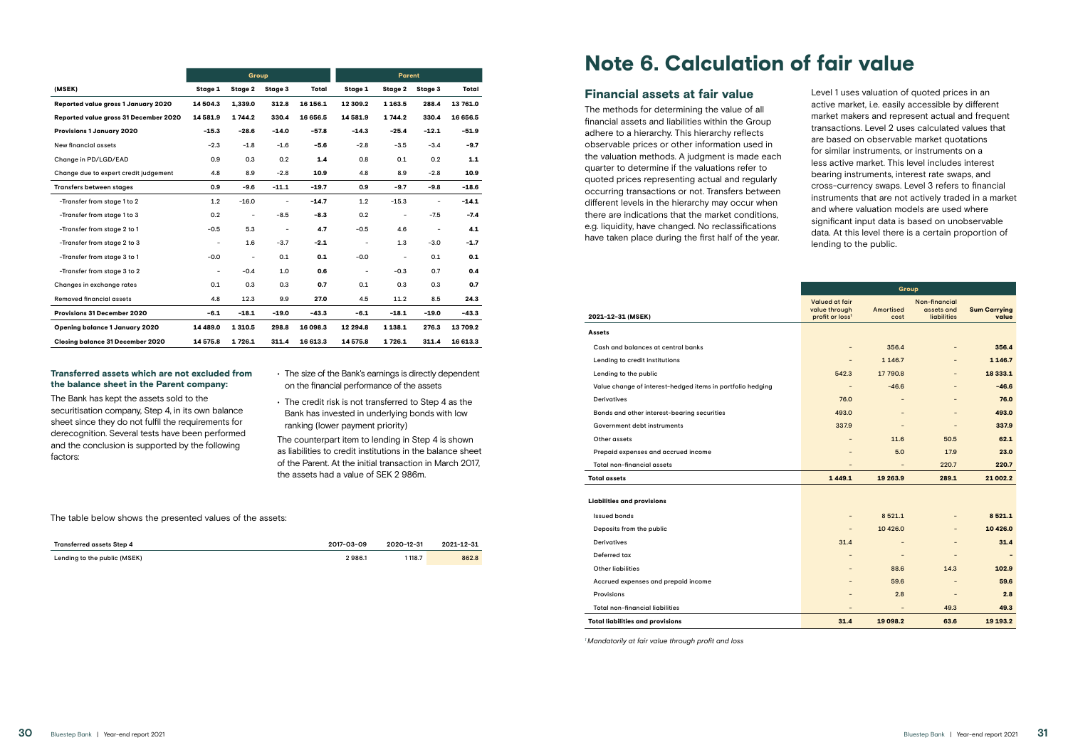| | Group | | | | Parent | | | |
|---|---|---|---|---|---|---|---|---|
| (MSEK) | Stage 1 | Stage 2 | Stage 3 | Total | Stage 1 | Stage 2 | Stage 3 | Total |
| **Reported value gross 1 January 2020** | **14 504.3** | **1,339.0** | **312.8** | **16 156.1** | **12 309.2** | **1 163.5** | **288.4** | **13 761.0** |
| **Reported value gross 31 December 2020** | **14 581.9** | **1 744.2** | **330.4** | **16 656.5** | **14 581.9** | **1 744.2** | **330.4** | **16 656.5** |
| **Provisions 1 January 2020** | **−15.3** | **−28.6** | **−14.0** | **−57.8** | **−14.3** | **−25.4** | **−12.1** | **−51.9** |
| New financial assets | −2.3 | −1.8 | −1.6 | **−5.6** | −2.8 | −3.5 | −3.4 | **−9.7** |
| Change in PD/LGD/EAD | 0.9 | 0.3 | 0.2 | **1.4** | 0.8 | 0.1 | 0.2 | **1.1** |
| Change due to expert credit judgement | 4.8 | 8.9 | −2.8 | **10.9** | 4.8 | 8.9 | −2.8 | **10.9** |
| **Transfers between stages** | **0.9** | **−9.6** | **−11.1** | **−19.7** | **0.9** | **−9.7** | **−9.8** | **−18.6** |
| -Transfer from stage 1 to 2 | 1.2 | −16.0 | – | **−14.7** | 1.2 | −15.3 | – | **−14.1** |
| -Transfer from stage 1 to 3 | 0.2 | – | −8.5 | **−8.3** | 0.2 | – | −7.5 | **−7.4** |
| -Transfer from stage 2 to 1 | −0.5 | 5.3 | – | **4.7** | −0.5 | 4.6 | – | **4.1** |
| -Transfer from stage 2 to 3 | – | 1.6 | −3.7 | **−2.1** | – | 1.3 | −3.0 | **−1.7** |
| -Transfer from stage 3 to 1 | −0.0 | – | 0.1 | **0.1** | −0.0 | – | 0.1 | **0.1** |
| -Transfer from stage 3 to 2 | – | −0.4 | 1.0 | **0.6** | – | −0.3 | 0.7 | **0.4** |
| Changes in exchange rates | 0.1 | 0.3 | 0.3 | **0.7** | 0.1 | 0.3 | 0.3 | **0.7** |
| Removed financial assets | 4.8 | 12.3 | 9.9 | **27.0** | 4.5 | 11.2 | 8.5 | **24.3** |
| **Provisions 31 December 2020** | **−6.1** | **−18.1** | **−19.0** | **−43.3** | **−6.1** | **−18.1** | **−19.0** | **−43.3** |
| **Opening balance 1 January 2020** | **14 489.0** | **1 310.5** | **298.8** | **16 098.3** | **12 294.8** | **1 138.1** | **276.3** | **13 709.2** |
| **Closing balance 31 December 2020** | **14 575.8** | **1 726.1** | **311.4** | **16 613.3** | **14 575.8** | **1 726.1** | **311.4** | **16 613.3** |

### Transferred assets which are not excluded from the balance sheet in the Parent company:

The Bank has kept the assets sold to the securitisation company, Step 4, in its own balance sheet since they do not fulfil the requirements for derecognition. Several tests have been performed and the conclusion is supported by the following factors:

- The size of the Bank's earnings is directly dependent on the financial performance of the assets
- The credit risk is not transferred to Step 4 as the Bank has invested in underlying bonds with low ranking (lower payment priority)

The counterpart item to lending in Step 4 is shown as liabilities to credit institutions in the balance sheet of the Parent. At the initial transaction in March 2017, the assets had a value of SEK 2 986m.

The table below shows the presented values of the assets:

| Transferred assets Step 4 | 2017-03-09 | 2020-12-31 | 2021-12-31 |
|---|---|---|---|
| Lending to the public (MSEK) | 2 986.1 | 1 118.7 | 862.8 |

# Note 6. Calculation of fair value

## Financial assets at fair value

The methods for determining the value of all financial assets and liabilities within the Group adhere to a hierarchy. This hierarchy reflects observable prices or other information used in the valuation methods. A judgment is made each quarter to determine if the valuations refer to quoted prices representing actual and regularly occurring transactions or not. Transfers between different levels in the hierarchy may occur when there are indications that the market conditions, e.g. liquidity, have changed. No reclassifications have taken place during the first half of the year.

Level 1 uses valuation of quoted prices in an active market, i.e. easily accessible by different market makers and represent actual and frequent transactions. Level 2 uses calculated values that are based on observable market quotations for similar instruments, or instruments on a less active market. This level includes interest bearing instruments, interest rate swaps, and cross-currency swaps. Level 3 refers to financial instruments that are not actively traded in a market and where valuation models are used where significant input data is based on unobservable data. At this level there is a certain proportion of lending to the public.

| | Group | | | |
|---|---|---|---|---|
| 2021-12-31 (MSEK) | Valued at fair value through profit or loss[1] | Amortised cost | Non-financial assets and liabilities | Sum Carrying value |
| **Assets** | | | | |
| Cash and balances at central banks | – | 356.4 | – | **356.4** |
| Lending to credit institutions | – | 1 146.7 | – | **1 146.7** |
| Lending to the public | 542.3 | 17 790.8 | – | **18 333.1** |
| Value change of interest-hedged items in portfolio hedging | – | −46.6 | – | **−46.6** |
| Derivatives | 76.0 | – | – | **76.0** |
| Bonds and other interest-bearing securities | 493.0 | – | – | **493.0** |
| Government debt instruments | 337.9 | – | – | **337.9** |
| Other assets | – | 11.6 | 50.5 | **62.1** |
| Prepaid expenses and accrued income | – | 5.0 | 17.9 | **23.0** |
| Total non-financial assets | – | – | 220.7 | **220.7** |
| **Total assets** | **1 449.1** | **19 263.9** | **289.1** | **21 002.2** |
| **Liabilities and provisions** | | | | |
| Issued bonds | – | 8 521.1 | – | **8 521.1** |
| Deposits from the public | – | 10 426.0 | – | **10 426.0** |
| Derivatives | 31.4 | – | – | **31.4** |
| Deferred tax | – | – | – | **–** |
| Other liabilities | – | 88.6 | 14.3 | **102.9** |
| Accrued expenses and prepaid income | – | 59.6 | – | **59.6** |
| Provisions | – | 2.8 | – | **2.8** |
| Total non-financial liabilities | – | – | 49.3 | **49.3** |
| **Total liabilities and provisions** | **31.4** | **19 098.2** | **63.6** | **19 193.2** |

[1] *Mandatorily at fair value through profit or loss*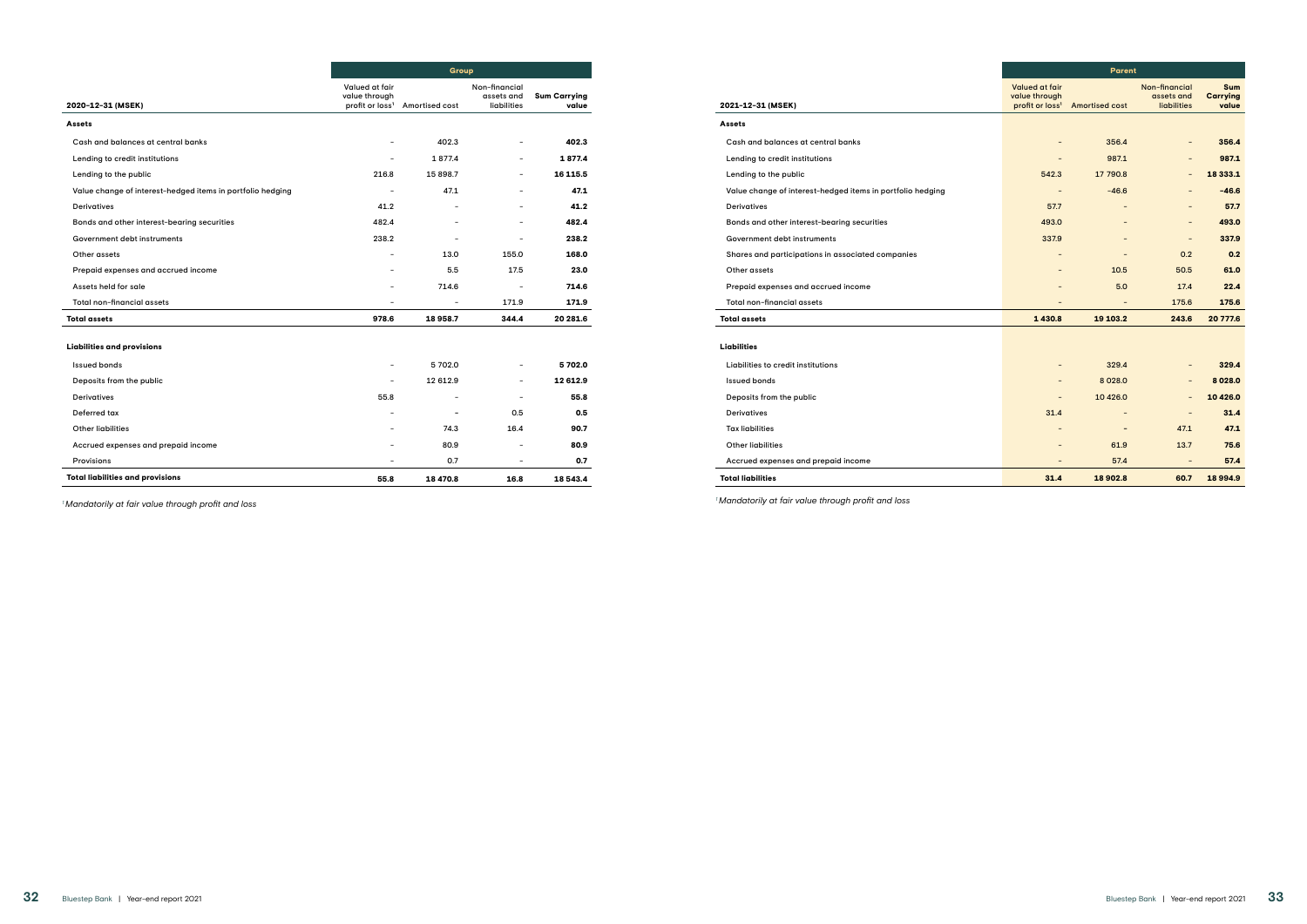| 2020-12-31 (MSEK) | Group | | | |
|---|---|---|---|---|
| | Valued at fair value through profit or loss[1] | Amortised cost | Non-financial assets and liabilities | Sum Carrying value |
| **Assets** | | | | |
| Cash and balances at central banks | – | 402.3 | – | **402.3** |
| Lending to credit institutions | – | 1 877.4 | – | **1 877.4** |
| Lending to the public | 216.8 | 15 898.7 | – | **16 115.5** |
| Value change of interest-hedged items in portfolio hedging | – | 47.1 | – | **47.1** |
| Derivatives | 41.2 | – | – | **41.2** |
| Bonds and other interest-bearing securities | 482.4 | – | – | **482.4** |
| Government debt instruments | 238.2 | – | – | **238.2** |
| Other assets | – | 13.0 | 155.0 | **168.0** |
| Prepaid expenses and accrued income | – | 5.5 | 17.5 | **23.0** |
| Assets held for sale | – | 714.6 | – | **714.6** |
| Total non-financial assets | – | – | 171.9 | **171.9** |
| **Total assets** | **978.6** | **18 958.7** | **344.4** | **20 281.6** |
| | | | | |
| **Liabilities and provisions** | | | | |
| Issued bonds | – | 5 702.0 | – | **5 702.0** |
| Deposits from the public | – | 12 612.9 | – | **12 612.9** |
| Derivatives | 55.8 | – | – | **55.8** |
| Deferred tax | – | – | 0.5 | **0.5** |
| Other liabilities | – | 74.3 | 16.4 | **90.7** |
| Accrued expenses and prepaid income | – | 80.9 | – | **80.9** |
| Provisions | – | 0.7 | – | **0.7** |
| **Total liabilities and provisions** | **55.8** | **18 470.8** | **16.8** | **18 543.4** |

[1] *Mandatorily at fair value through profit and loss*

| 2021-12-31 (MSEK) | Parent | | | |
|---|---|---|---|---|
| | Valued at fair value through profit or loss[1] | Amortised cost | Non-financial assets and liabilities | Sum Carrying value |
| **Assets** | | | | |
| Cash and balances at central banks | – | 356.4 | – | **356.4** |
| Lending to credit institutions | – | 987.1 | – | **987.1** |
| Lending to the public | 542.3 | 17 790.8 | – | **18 333.1** |
| Value change of interest-hedged items in portfolio hedging | – | -46.6 | – | **-46.6** |
| Derivatives | 57.7 | – | – | **57.7** |
| Bonds and other interest-bearing securities | 493.0 | – | – | **493.0** |
| Government debt instruments | 337.9 | – | – | **337.9** |
| Shares and participations in associated companies | – | – | 0.2 | **0.2** |
| Other assets | – | 10.5 | 50.5 | **61.0** |
| Prepaid expenses and accrued income | – | 5.0 | 17.4 | **22.4** |
| Total non-financial assets | – | – | 175.6 | **175.6** |
| **Total assets** | **1 430.8** | **19 103.2** | **243.6** | **20 777.6** |
| | | | | |
| **Liabilities** | | | | |
| Liabilities to credit institutions | – | 329.4 | – | **329.4** |
| Issued bonds | – | 8 028.0 | – | **8 028.0** |
| Deposits from the public | – | 10 426.0 | – | **10 426.0** |
| Derivatives | 31.4 | – | – | **31.4** |
| Tax liabilities | – | – | 47.1 | **47.1** |
| Other liabilities | – | 61.9 | 13.7 | **75.6** |
| Accrued expenses and prepaid income | – | 57.4 | – | **57.4** |
| **Total liabilities** | **31.4** | **18 902.8** | **60.7** | **18 994.9** |

[1] *Mandatorily at fair value through profit and loss*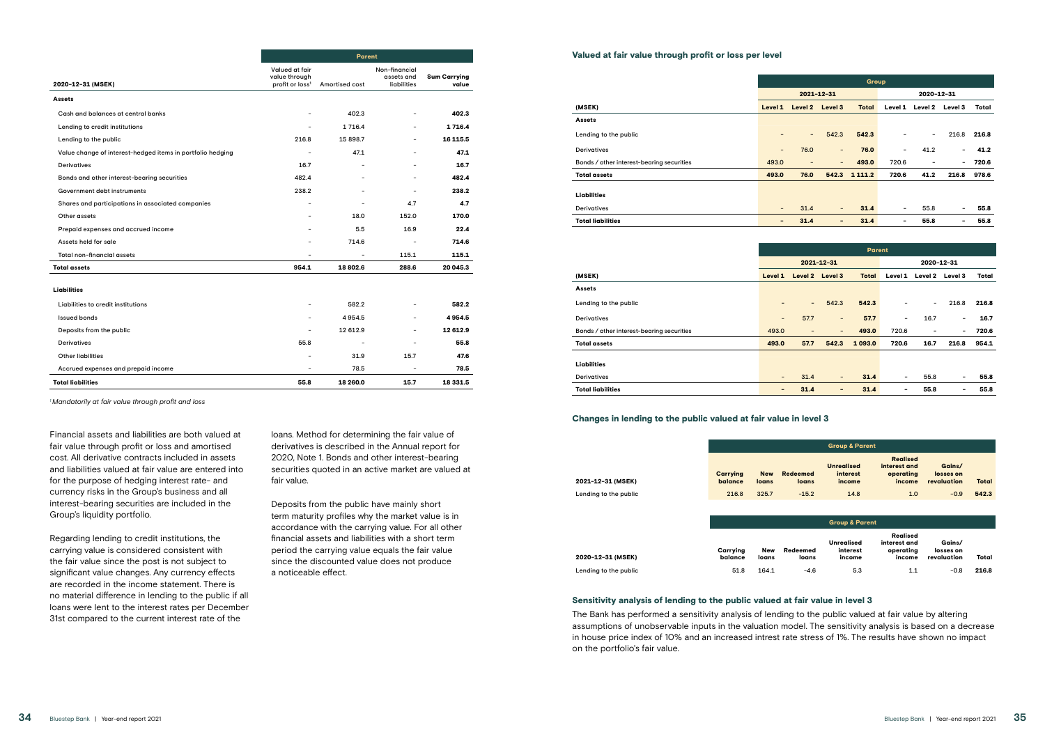| 2020-12-31 (MSEK) | Parent | | | |
|---|---|---|---|---|
| | Valued at fair value through profit or loss[1] | Amortised cost | Non-financial assets and liabilities | Sum Carrying value |
| **Assets** | | | | |
| Cash and balances at central banks | – | 402.3 | – | **402.3** |
| Lending to credit institutions | – | 1 716.4 | – | **1 716.4** |
| Lending to the public | 216.8 | 15 898.7 | – | **16 115.5** |
| Value change of interest-hedged items in portfolio hedging | – | 47.1 | – | **47.1** |
| Derivatives | 16.7 | – | – | **16.7** |
| Bonds and other interest-bearing securities | 482.4 | – | – | **482.4** |
| Government debt instruments | 238.2 | – | – | **238.2** |
| Shares and participations in associated companies | – | – | 4.7 | **4.7** |
| Other assets | – | 18.0 | 152.0 | **170.0** |
| Prepaid expenses and accrued income | – | 5.5 | 16.9 | **22.4** |
| Assets held for sale | – | 714.6 | – | **714.6** |
| Total non-financial assets | – | – | 115.1 | **115.1** |
| **Total assets** | **954.1** | **18 802.6** | **288.6** | **20 045.3** |
| **Liabilities** | | | | |
| Liabilities to credit institutions | – | 582.2 | – | **582.2** |
| Issued bonds | – | 4 954.5 | – | **4 954.5** |
| Deposits from the public | – | 12 612.9 | – | **12 612.9** |
| Derivatives | 55.8 | – | – | **55.8** |
| Other liabilities | – | 31.9 | 15.7 | **47.6** |
| Accrued expenses and prepaid income | – | 78.5 | – | **78.5** |
| **Total liabilities** | **55.8** | **18 260.0** | **15.7** | **18 331.5** |

*[1] Mandatorily at fair value through profit and loss*

Financial assets and liabilities are both valued at fair value through profit or loss and amortised cost. All derivative contracts included in assets and liabilities valued at fair value are entered into for the purpose of hedging interest rate- and currency risks in the Group's business and all interest-bearing securities are included in the Group's liquidity portfolio.

Regarding lending to credit institutions, the carrying value is considered consistent with the fair value since the post is not subject to significant value changes. Any currency effects are recorded in the income statement. There is no material difference in lending to the public if all loans were lent to the interest rates per December 31st compared to the current interest rate of the loans. Method for determining the fair value of derivatives is described in the Annual report for 2020, Note 1. Bonds and other interest-bearing securities quoted in an active market are valued at fair value.

Deposits from the public have mainly short term maturity profiles why the market value is in accordance with the carrying value. For all other financial assets and liabilities with a short term period the carrying value equals the fair value since the discounted value does not produce a noticeable effect.

## Valued at fair value through profit or loss per level

| (MSEK) | Group | | | | | | | |
|---|---|---|---|---|---|---|---|---|
| | 2021-12-31 | | | | 2020-12-31 | | | |
| | Level 1 | Level 2 | Level 3 | Total | Level 1 | Level 2 | Level 3 | Total |
| **Assets** | | | | | | | | |
| Lending to the public | – | – | 542.3 | **542.3** | – | – | 216.8 | **216.8** |
| Derivatives | – | 76.0 | – | **76.0** | – | 41.2 | – | **41.2** |
| Bonds / other interest-bearing securities | 493.0 | – | – | **493.0** | 720.6 | – | – | **720.6** |
| **Total assets** | **493.0** | **76.0** | **542.3** | **1 111.2** | **720.6** | **41.2** | **216.8** | **978.6** |
| **Liabilities** | | | | | | | | |
| Derivatives | – | 31.4 | – | **31.4** | – | 55.8 | – | **55.8** |
| **Total liabilities** | **–** | **31.4** | **–** | **31.4** | **–** | **55.8** | **–** | **55.8** |

| (MSEK) | Parent | | | | | | | |
|---|---|---|---|---|---|---|---|---|
| | 2021-12-31 | | | | 2020-12-31 | | | |
| | Level 1 | Level 2 | Level 3 | Total | Level 1 | Level 2 | Level 3 | Total |
| **Assets** | | | | | | | | |
| Lending to the public | – | – | 542.3 | **542.3** | – | – | 216.8 | **216.8** |
| Derivatives | – | 57.7 | – | **57.7** | – | 16.7 | – | **16.7** |
| Bonds / other interest-bearing securities | 493.0 | – | – | **493.0** | 720.6 | – | – | **720.6** |
| **Total assets** | **493.0** | **57.7** | **542.3** | **1 093.0** | **720.6** | **16.7** | **216.8** | **954.1** |
| **Liabilities** | | | | | | | | |
| Derivatives | – | 31.4 | – | **31.4** | – | 55.8 | – | **55.8** |
| **Total liabilities** | **–** | **31.4** | **–** | **31.4** | **–** | **55.8** | **–** | **55.8** |

## Changes in lending to the public valued at fair value in level 3

| 2021-12-31 (MSEK) | Group & Parent | | | | | | |
|---|---|---|---|---|---|---|---|
| | Carrying balance | New loans | Redeemed loans | Unrealised interest income | Realised interest and operating income | Gains/ losses on revaluation | Total |
| Lending to the public | 216.8 | 325.7 | -15.2 | 14.8 | 1.0 | -0.9 | **542.3** |

| 2020-12-31 (MSEK) | Group & Parent | | | | | | |
|---|---|---|---|---|---|---|---|
| | Carrying balance | New loans | Redeemed loans | Unrealised interest income | Realised interest and operating income | Gains/ losses on revaluation | Total |
| Lending to the public | 51.8 | 164.1 | -4.6 | 5.3 | 1.1 | -0.8 | **216.8** |

## Sensitivity analysis of lending to the public valued at fair value in level 3

The Bank has performed a sensitivity analysis of lending to the public valued at fair value by altering assumptions of unobservable inputs in the valuation model. The sensitivity analysis is based on a decrease in house price index of 10% and an increased intrest rate stress of 1%. The results have shown no impact on the portfolio's fair value.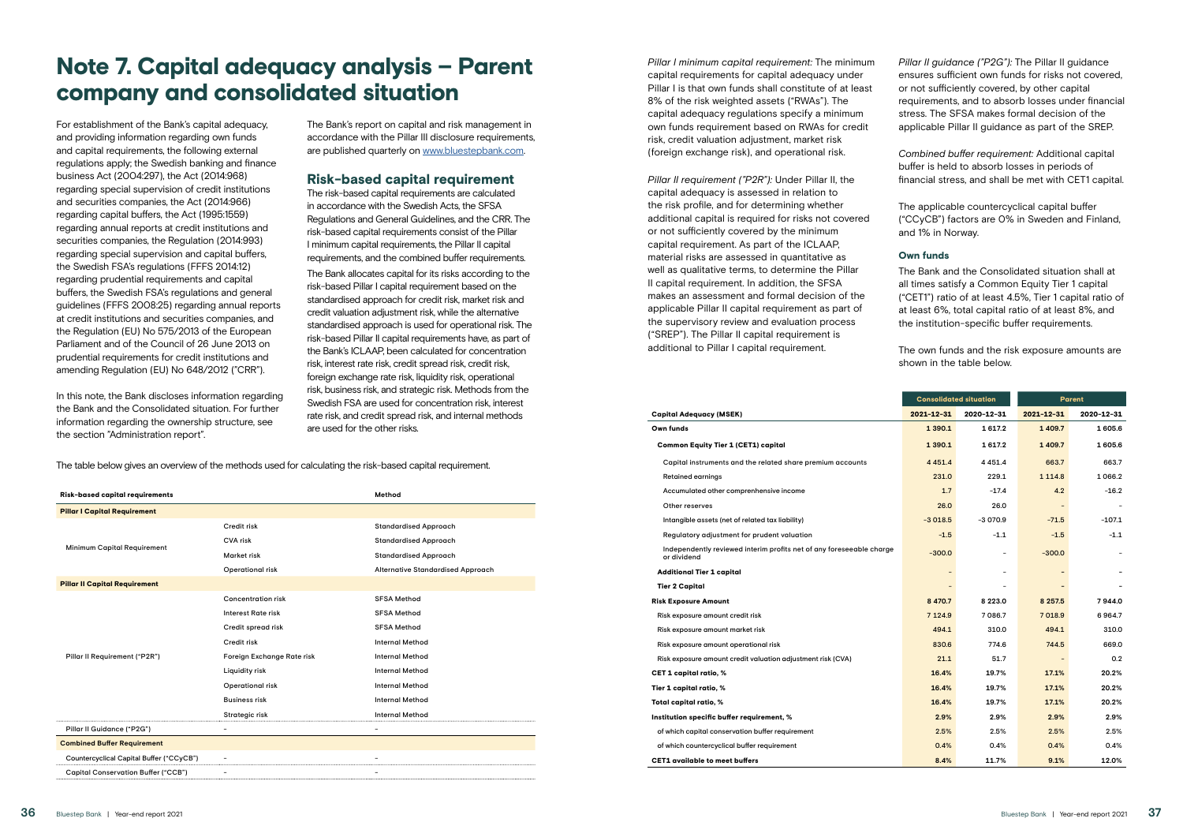# Note 7. Capital adequacy analysis – Parent company and consolidated situation

For establishment of the Bank's capital adequacy, and providing information regarding own funds and capital requirements, the following external regulations apply; the Swedish banking and finance business Act (2004:297), the Act (2014:968) regarding special supervision of credit institutions and securities companies, the Act (2014:966) regarding capital buffers, the Act (1995:1559) regarding annual reports at credit institutions and securities companies, the Regulation (2014:993) regarding special supervision and capital buffers, the Swedish FSA's regulations (FFFS 2014:12) regarding prudential requirements and capital buffers, the Swedish FSA's regulations and general guidelines (FFFS 2008:25) regarding annual reports at credit institutions and securities companies, and the Regulation (EU) No 575/2013 of the European Parliament and of the Council of 26 June 2013 on prudential requirements for credit institutions and amending Regulation (EU) No 648/2012 ("CRR").

In this note, the Bank discloses information regarding the Bank and the Consolidated situation. For further information regarding the ownership structure, see the section "Administration report".

The Bank's report on capital and risk management in accordance with the Pillar III disclosure requirements, are published quarterly on www.bluestepbank.com.

## Risk-based capital requirement

The risk-based capital requirements are calculated in accordance with the Swedish Acts, the SFSA Regulations and General Guidelines, and the CRR. The risk-based capital requirements consist of the Pillar I minimum capital requirements, the Pillar II capital requirements, and the combined buffer requirements.

The Bank allocates capital for its risks according to the risk-based Pillar I capital requirement based on the standardised approach for credit risk, market risk and credit valuation adjustment risk, while the alternative standardised approach is used for operational risk. The risk-based Pillar II capital requirements have, as part of the Bank's ICLAAP, been calculated for concentration risk, interest rate risk, credit spread risk, credit risk, foreign exchange rate risk, liquidity risk, operational risk, business risk, and strategic risk. Methods from the Swedish FSA are used for concentration risk, interest rate risk, and credit spread risk, and internal methods are used for the other risks.

The table below gives an overview of the methods used for calculating the risk-based capital requirement.

| Risk-based capital requirements | | Method |
|---|---|---|
| **Pillar I Capital Requirement** | | |
| Minimum Capital Requirement | Credit risk | Standardised Approach |
| | CVA risk | Standardised Approach |
| | Market risk | Standardised Approach |
| | Operational risk | Alternative Standardised Approach |
| **Pillar II Capital Requirement** | | |
| Pillar II Requirement ("P2R") | Concentration risk | SFSA Method |
| | Interest Rate risk | SFSA Method |
| | Credit spread risk | SFSA Method |
| | Credit risk | Internal Method |
| | Foreign Exchange Rate risk | Internal Method |
| | Liquidity risk | Internal Method |
| | Operational risk | Internal Method |
| | Business risk | Internal Method |
| | Strategic risk | Internal Method |
| Pillar II Guidance ("P2G") | - | - |
| **Combined Buffer Requirement** | | |
| Countercyclical Capital Buffer ("CCyCB") | - | - |
| Capital Conservation Buffer ("CCB") | - | - |

*Pillar I minimum capital requirement:* The minimum capital requirements for capital adequacy under Pillar I is that own funds shall constitute of at least 8% of the risk weighted assets ("RWAs"). The capital adequacy regulations specify a minimum own funds requirement based on RWAs for credit risk, credit valuation adjustment, market risk (foreign exchange risk), and operational risk.

*Pillar II requirement ("P2R"):* Under Pillar II, the capital adequacy is assessed in relation to the risk profile, and for determining whether additional capital is required for risks not covered or not sufficiently covered by the minimum capital requirement. As part of the ICLAAP, material risks are assessed in quantitative as well as qualitative terms, to determine the Pillar II capital requirement. In addition, the SFSA makes an assessment and formal decision of the applicable Pillar II capital requirement as part of the supervisory review and evaluation process ("SREP"). The Pillar II capital requirement is additional to Pillar I capital requirement.

*Pillar II guidance ("P2G"):* The Pillar II guidance ensures sufficient own funds for risks not covered, or not sufficiently covered, by other capital requirements, and to absorb losses under financial stress. The SFSA makes formal decision of the applicable Pillar II guidance as part of the SREP.

*Combined buffer requirement:* Additional capital buffer is held to absorb losses in periods of financial stress, and shall be met with CET1 capital.

The applicable countercyclical capital buffer ("CCyCB") factors are 0% in Sweden and Finland, and 1% in Norway.

### Own funds

The Bank and the Consolidated situation shall at all times satisfy a Common Equity Tier 1 capital ("CET1") ratio of at least 4.5%, Tier 1 capital ratio of at least 6%, total capital ratio of at least 8%, and the institution-specific buffer requirements.

The own funds and the risk exposure amounts are shown in the table below.

| | Consolidated situation | | Parent | |
|---|---|---|---|---|
| **Capital Adequacy (MSEK)** | **2021-12-31** | **2020-12-31** | **2021-12-31** | **2020-12-31** |
| **Own funds** | **1 390.1** | **1 617.2** | **1 409.7** | **1 605.6** |
| **Common Equity Tier 1 (CET1) capital** | **1 390.1** | **1 617.2** | **1 409.7** | **1 605.6** |
| Capital instruments and the related share premium accounts | 4 451.4 | 4 451.4 | 663.7 | 663.7 |
| Retained earnings | 231.0 | 229.1 | 1 114.8 | 1 066.2 |
| Accumulated other comprenhensive income | 1.7 | -17.4 | 4.2 | -16.2 |
| Other reserves | 26.0 | 26.0 | - | - |
| Intangible assets (net of related tax liability) | -3 018.5 | -3 070.9 | -71.5 | -107.1 |
| Regulatory adjustment for prudent valuation | -1.5 | -1.1 | -1.5 | -1.1 |
| Independently reviewed interim profits net of any foreseeable charge or dividend | -300.0 | - | -300.0 | - |
| **Additional Tier 1 capital** | - | - | - | - |
| **Tier 2 Capital** | - | - | - | - |
| **Risk Exposure Amount** | **8 470.7** | **8 223.0** | **8 257.5** | **7 944.0** |
| Risk exposure amount credit risk | 7 124.9 | 7 086.7 | 7 018.9 | 6 964.7 |
| Risk exposure amount market risk | 494.1 | 310.0 | 494.1 | 310.0 |
| Risk exposure amount operational risk | 830.6 | 774.6 | 744.5 | 669.0 |
| Risk exposure amount credit valuation adjustment risk (CVA) | 21.1 | 51.7 | - | 0.2 |
| **CET 1 capital ratio, %** | **16.4%** | **19.7%** | **17.1%** | **20.2%** |
| **Tier 1 capital ratio, %** | **16.4%** | **19.7%** | **17.1%** | **20.2%** |
| **Total capital ratio, %** | **16.4%** | **19.7%** | **17.1%** | **20.2%** |
| **Institution specific buffer requirement, %** | **2.9%** | **2.9%** | **2.9%** | **2.9%** |
| of which capital conservation buffer requirement | 2.5% | 2.5% | 2.5% | 2.5% |
| of which countercyclical buffer requirement | 0.4% | 0.4% | 0.4% | 0.4% |
| **CET1 available to meet buffers** | **8.4%** | **11.7%** | **9.1%** | **12.0%** |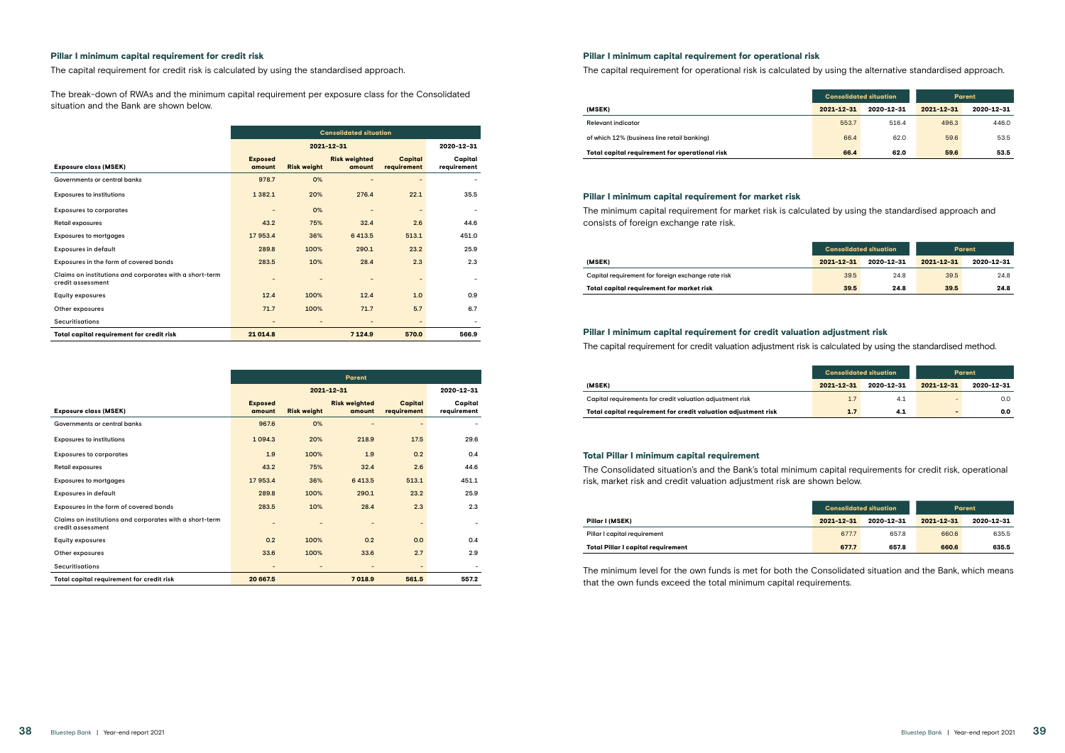### Pillar I minimum capital requirement for credit risk

The capital requirement for credit risk is calculated by using the standardised approach.

The break-down of RWAs and the minimum capital requirement per exposure class for the Consolidated situation and the Bank are shown below.

| | Consolidated situation | | | | |
|---|---|---|---|---|---|
| | 2021-12-31 | | | | 2020-12-31 |
| Exposure class (MSEK) | Exposed amount | Risk weight | Risk weighted amount | Capital requirement | Capital requirement |
| Governments or central banks | 978.7 | 0% | – | – | – |
| Exposures to institutions | 1 382.1 | 20% | 276.4 | 22.1 | 35.5 |
| Exposures to corporates | – | 0% | – | – | – |
| Retail exposures | 43.2 | 75% | 32.4 | 2.6 | 44.6 |
| Exposures to mortgages | 17 953.4 | 36% | 6 413.5 | 513.1 | 451.0 |
| Exposures in default | 289.8 | 100% | 290.1 | 23.2 | 25.9 |
| Exposures in the form of covered bonds | 283.5 | 10% | 28.4 | 2.3 | 2.3 |
| Claims on institutions and corporates with a short-term credit assessment | – | – | – | – | – |
| Equity exposures | 12.4 | 100% | 12.4 | 1.0 | 0.9 |
| Other exposures | 71.7 | 100% | 71.7 | 5.7 | 6.7 |
| Securitisations | – | – | – | – | – |
| **Total capital requirement for credit risk** | **21 014.8** | | **7 124.9** | **570.0** | **566.9** |

| | Parent | | | | |
|---|---|---|---|---|---|
| | 2021-12-31 | | | | 2020-12-31 |
| Exposure class (MSEK) | Exposed amount | Risk weight | Risk weighted amount | Capital requirement | Capital requirement |
| Governments or central banks | 967.6 | 0% | – | – | – |
| Exposures to institutions | 1 094.3 | 20% | 218.9 | 17.5 | 29.6 |
| Exposures to corporates | 1.9 | 100% | 1.9 | 0.2 | 0.4 |
| Retail exposures | 43.2 | 75% | 32.4 | 2.6 | 44.6 |
| Exposures to mortgages | 17 953.4 | 36% | 6 413.5 | 513.1 | 451.1 |
| Exposures in default | 289.8 | 100% | 290.1 | 23.2 | 25.9 |
| Exposures in the form of covered bonds | 283.5 | 10% | 28.4 | 2.3 | 2.3 |
| Claims on institutions and corporates with a short-term credit assessment | – | – | – | – | – |
| Equity exposures | 0.2 | 100% | 0.2 | 0.0 | 0.4 |
| Other exposures | 33.6 | 100% | 33.6 | 2.7 | 2.9 |
| Securitisations | – | – | – | – | – |
| **Total capital requirement for credit risk** | **20 667.5** | | **7 018.9** | **561.5** | **557.2** |

### Pillar I minimum capital requirement for operational risk

The capital requirement for operational risk is calculated by using the alternative standardised approach.

| | Consolidated situation | | Parent | |
|---|---|---|---|---|
| (MSEK) | 2021-12-31 | 2020-12-31 | 2021-12-31 | 2020-12-31 |
| Relevant indicator | 553.7 | 516.4 | 496.3 | 446.0 |
| of which 12% (business line retail banking) | 66.4 | 62.0 | 59.6 | 53.5 |
| **Total capital requirement for operational risk** | **66.4** | **62.0** | **59.6** | **53.5** |

### Pillar I minimum capital requirement for market risk

The minimum capital requirement for market risk is calculated by using the standardised approach and consists of foreign exchange rate risk.

| | Consolidated situation | | Parent | |
|---|---|---|---|---|
| (MSEK) | 2021-12-31 | 2020-12-31 | 2021-12-31 | 2020-12-31 |
| Capital requirement for foreign exchange rate risk | 39.5 | 24.8 | 39.5 | 24.8 |
| **Total capital requirement for market risk** | **39.5** | **24.8** | **39.5** | **24.8** |

### Pillar I minimum capital requirement for credit valuation adjustment risk

The capital requirement for credit valuation adjustment risk is calculated by using the standardised method.

| | Consolidated situation | | Parent | |
|---|---|---|---|---|
| (MSEK) | 2021-12-31 | 2020-12-31 | 2021-12-31 | 2020-12-31 |
| Capital requirements for credit valuation adjustment risk | 1.7 | 4.1 | – | 0.0 |
| **Total capital requirement for credit valuation adjustment risk** | **1.7** | **4.1** | **–** | **0.0** |

### Total Pillar I minimum capital requirement

The Consolidated situation's and the Bank's total minimum capital requirements for credit risk, operational risk, market risk and credit valuation adjustment risk are shown below.

| | Consolidated situation | | Parent | |
|---|---|---|---|---|
| Pillar I (MSEK) | 2021-12-31 | 2020-12-31 | 2021-12-31 | 2020-12-31 |
| Pillar I capital requirement | 677.7 | 657.8 | 660.6 | 635.5 |
| **Total Pillar I capital requirement** | **677.7** | **657.8** | **660.6** | **635.5** |

The minimum level for the own funds is met for both the Consolidated situation and the Bank, which means that the own funds exceed the total minimum capital requirements.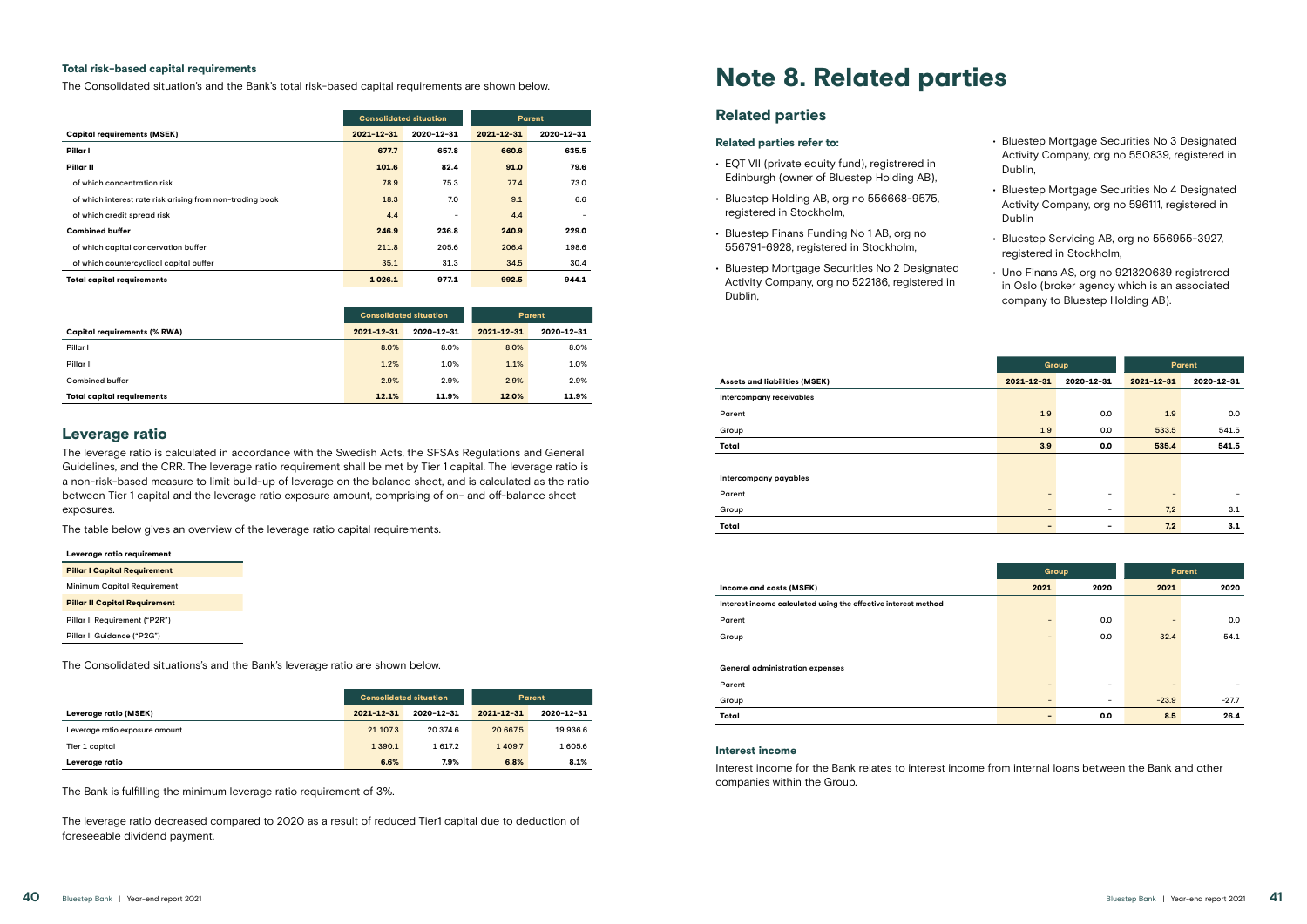### Total risk-based capital requirements

The Consolidated situation's and the Bank's total risk-based capital requirements are shown below.

| | Consolidated situation | | Parent | |
|---|---|---|---|---|
| **Capital requirements (MSEK)** | **2021-12-31** | **2020-12-31** | **2021-12-31** | **2020-12-31** |
| **Pillar I** | **677.7** | **657.8** | **660.6** | **635.5** |
| **Pillar II** | **101.6** | **82.4** | **91.0** | **79.6** |
| of which concentration risk | 78.9 | 75.3 | 77.4 | 73.0 |
| of which interest rate risk arising from non-trading book | 18.3 | 7.0 | 9.1 | 6.6 |
| of which credit spread risk | 4.4 | – | 4.4 | – |
| **Combined buffer** | **246.9** | **236.8** | **240.9** | **229.0** |
| of which capital concervation buffer | 211.8 | 205.6 | 206.4 | 198.6 |
| of which countercyclical capital buffer | 35.1 | 31.3 | 34.5 | 30.4 |
| **Total capital requirements** | **1 026.1** | **977.1** | **992.5** | **944.1** |

| | Consolidated situation | | Parent | |
|---|---|---|---|---|
| **Capital requirements (% RWA)** | **2021-12-31** | **2020-12-31** | **2021-12-31** | **2020-12-31** |
| Pillar I | 8.0% | 8.0% | 8.0% | 8.0% |
| Pillar II | 1.2% | 1.0% | 1.1% | 1.0% |
| Combined buffer | 2.9% | 2.9% | 2.9% | 2.9% |
| **Total capital requirements** | **12.1%** | **11.9%** | **12.0%** | **11.9%** |

## Leverage ratio

The leverage ratio is calculated in accordance with the Swedish Acts, the SFSAs Regulations and General Guidelines, and the CRR. The leverage ratio requirement shall be met by Tier 1 capital. The leverage ratio is a non-risk-based measure to limit build-up of leverage on the balance sheet, and is calculated as the ratio between Tier 1 capital and the leverage ratio exposure amount, comprising of on- and off-balance sheet exposures.

The table below gives an overview of the leverage ratio capital requirements.

| Leverage ratio requirement |
|---|
| **Pillar I Capital Requirement** |
| Minimum Capital Requirement |
| **Pillar II Capital Requirement** |
| Pillar II Requirement ("P2R") |
| Pillar II Guidance ("P2G") |

The Consolidated situations's and the Bank's leverage ratio are shown below.

| | Consolidated situation | | Parent | |
|---|---|---|---|---|
| **Leverage ratio (MSEK)** | **2021-12-31** | **2020-12-31** | **2021-12-31** | **2020-12-31** |
| Leverage ratio exposure amount | 21 107.3 | 20 374.6 | 20 667.5 | 19 936.6 |
| Tier 1 capital | 1 390.1 | 1 617.2 | 1 409.7 | 1 605.6 |
| **Leverage ratio** | **6.6%** | **7.9%** | **6.8%** | **8.1%** |

The Bank is fulfilling the minimum leverage ratio requirement of 3%.

The leverage ratio decreased compared to 2020 as a result of reduced Tier1 capital due to deduction of foreseeable dividend payment.

# Note 8. Related parties

## Related parties

### Related parties refer to:

- EQT VII (private equity fund), registrered in Edinburgh (owner of Bluestep Holding AB),
- Bluestep Holding AB, org no 556668-9575, registered in Stockholm,
- Bluestep Finans Funding No 1 AB, org no 556791-6928, registered in Stockholm,
- Bluestep Mortgage Securities No 2 Designated Activity Company, org no 522186, registered in Dublin,
- Bluestep Mortgage Securities No 3 Designated Activity Company, org no 550839, registered in Dublin,
- Bluestep Mortgage Securities No 4 Designated Activity Company, org no 596111, registered in Dublin
- Bluestep Servicing AB, org no 556955-3927, registered in Stockholm,
- Uno Finans AS, org no 921320639 registered in Oslo (broker agency which is an associated company to Bluestep Holding AB).

| | Group | | Parent | |
|---|---|---|---|---|
| **Assets and liabilities (MSEK)** | **2021-12-31** | **2020-12-31** | **2021-12-31** | **2020-12-31** |
| **Intercompany receivables** | | | | |
| Parent | 1.9 | 0.0 | 1.9 | 0.0 |
| Group | 1.9 | 0.0 | 533.5 | 541.5 |
| **Total** | **3.9** | **0.0** | **535.4** | **541.5** |
| | | | | |
| **Intercompany payables** | | | | |
| Parent | – | – | – | – |
| Group | – | – | 7.2 | 3.1 |
| **Total** | **–** | **–** | **7.2** | **3.1** |

| | Group | | Parent | |
|---|---|---|---|---|
| **Income and costs (MSEK)** | **2021** | **2020** | **2021** | **2020** |
| **Interest income calculated using the effective interest method** | | | | |
| Parent | – | 0.0 | – | 0.0 |
| Group | – | 0.0 | 32.4 | 54.1 |
| | | | | |
| **General administration expenses** | | | | |
| Parent | – | – | – | – |
| Group | – | – | -23.9 | -27.7 |
| **Total** | **–** | **0.0** | **8.5** | **26.4** |

### Interest income

Interest income for the Bank relates to interest income from internal loans between the Bank and other companies within the Group.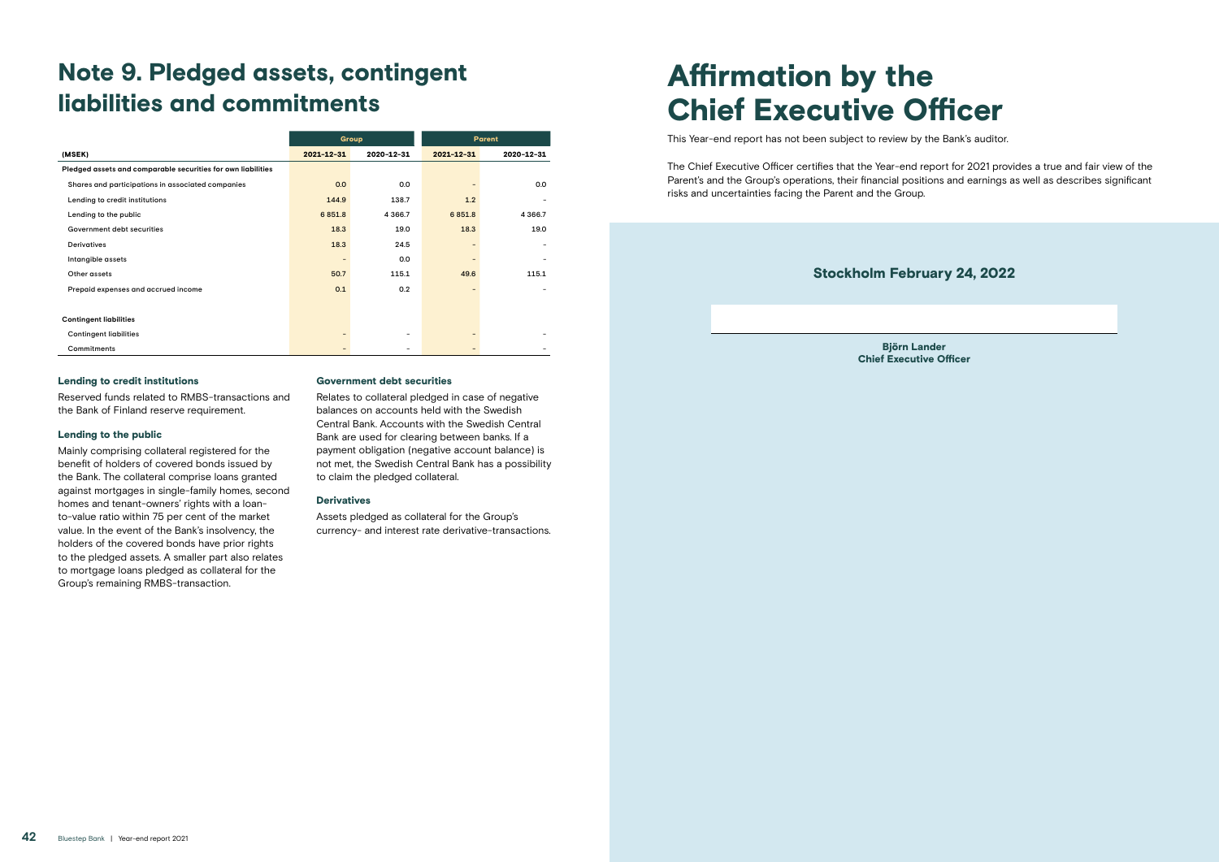# Note 9. Pledged assets, contingent liabilities and commitments

| | Group | | Parent | |
|---|---|---|---|---|
| (MSEK) | 2021-12-31 | 2020-12-31 | 2021-12-31 | 2020-12-31 |
| **Pledged assets and comparable securities for own liabilities** | | | | |
| Shares and participations in associated companies | 0.0 | 0.0 | - | 0.0 |
| Lending to credit institutions | 144.9 | 138.7 | 1.2 | - |
| Lending to the public | 6 851.8 | 4 366.7 | 6 851.8 | 4 366.7 |
| Government debt securities | 18.3 | 19.0 | 18.3 | 19.0 |
| Derivatives | 18.3 | 24.5 | - | - |
| Intangible assets | - | 0.0 | - | - |
| Other assets | 50.7 | 115.1 | 49.6 | 115.1 |
| Prepaid expenses and accrued income | 0.1 | 0.2 | - | - |
| **Contingent liabilities** | | | | |
| Contingent liabilities | - | - | - | - |
| Commitments | - | - | - | - |

### Lending to credit institutions

Reserved funds related to RMBS-transactions and the Bank of Finland reserve requirement.

### Lending to the public

Mainly comprising collateral registered for the benefit of holders of covered bonds issued by the Bank. The collateral comprise loans granted against mortgages in single-family homes, second homes and tenant-owners' rights with a loan-to-value ratio within 75 per cent of the market value. In the event of the Bank's insolvency, the holders of the covered bonds have prior rights to the pledged assets. A smaller part also relates to mortgage loans pledged as collateral for the Group's remaining RMBS-transaction.

### Government debt securities

Relates to collateral pledged in case of negative balances on accounts held with the Swedish Central Bank. Accounts with the Swedish Central Bank are used for clearing between banks. If a payment obligation (negative account balance) is not met, the Swedish Central Bank has a possibility to claim the pledged collateral.

### Derivatives

Assets pledged as collateral for the Group's currency- and interest rate derivative-transactions.

# Affirmation by the Chief Executive Officer

This Year-end report has not been subject to review by the Bank's auditor.

The Chief Executive Officer certifies that the Year-end report for 2021 provides a true and fair view of the Parent's and the Group's operations, their financial positions and earnings as well as describes significant risks and uncertainties facing the Parent and the Group.

**Stockholm February 24, 2022**

**Björn Lander**
**Chief Executive Officer**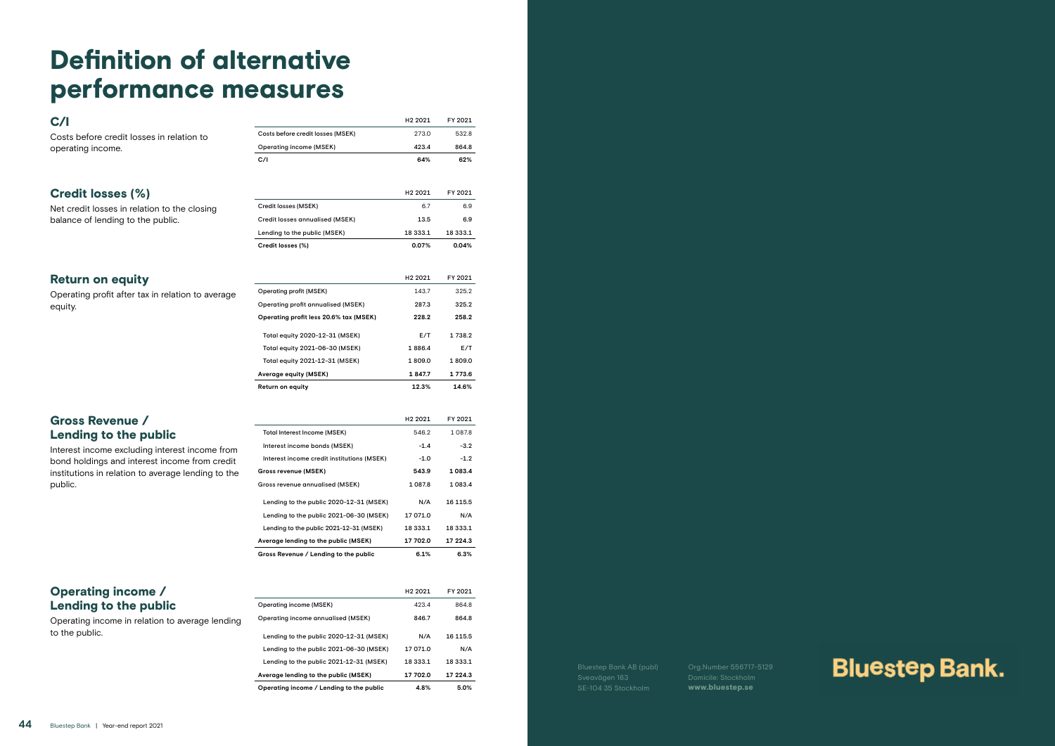# Definition of alternative performance measures

## C/I

Costs before credit losses in relation to operating income.

| | H2 2021 | FY 2021 |
|---|---|---|
| Costs before credit losses (MSEK) | 273.0 | 532.8 |
| Operating income (MSEK) | 423.4 | 864.8 |
| **C/I** | **64%** | **62%** |

## Credit losses (%)

Net credit losses in relation to the closing balance of lending to the public.

| | H2 2021 | FY 2021 |
|---|---|---|
| Credit losses (MSEK) | 6.7 | 6.9 |
| Credit losses annualised (MSEK) | 13.5 | 6.9 |
| Lending to the public (MSEK) | 18 333.1 | 18 333.1 |
| **Credit losses (%)** | **0.07%** | **0.04%** |

## Return on equity

Operating profit after tax in relation to average equity.

| | H2 2021 | FY 2021 |
|---|---|---|
| Operating profit (MSEK) | 143.7 | 325.2 |
| Operating profit annualised (MSEK) | 287.3 | 325.2 |
| **Operating profit less 20.6% tax (MSEK)** | **228.2** | **258.2** |
| Total equity 2020-12-31 (MSEK) | E/T | 1 738.2 |
| Total equity 2021-06-30 (MSEK) | 1 886.4 | E/T |
| Total equity 2021-12-31 (MSEK) | 1 809.0 | 1 809.0 |
| **Average equity (MSEK)** | **1 847.7** | **1 773.6** |
| **Return on equity** | **12.3%** | **14.6%** |

## Gross Revenue / Lending to the public

Interest income excluding interest income from bond holdings and interest income from credit institutions in relation to average lending to the public.

| | H2 2021 | FY 2021 |
|---|---|---|
| Total Interest Income (MSEK) | 546.2 | 1 087.8 |
| Interest income bonds (MSEK) | -1.4 | -3.2 |
| Interest income credit institutions (MSEK) | -1.0 | -1.2 |
| **Gross revenue (MSEK)** | **543.9** | **1 083.4** |
| Gross revenue annualised (MSEK) | 1 087.8 | 1 083.4 |
| Lending to the public 2020-12-31 (MSEK) | N/A | 16 115.5 |
| Lending to the public 2021-06-30 (MSEK) | 17 071.0 | N/A |
| Lending to the public 2021-12-31 (MSEK) | 18 333.1 | 18 333.1 |
| **Average lending to the public (MSEK)** | **17 702.0** | **17 224.3** |
| **Gross Revenue / Lending to the public** | **6.1%** | **6.3%** |

## Operating income / Lending to the public

Operating income in relation to average lending to the public.

| | H2 2021 | FY 2021 |
|---|---|---|
| Operating income (MSEK) | 423.4 | 864.8 |
| Operating income annualised (MSEK) | 846.7 | 864.8 |
| Lending to the public 2020-12-31 (MSEK) | N/A | 16 115.5 |
| Lending to the public 2021-06-30 (MSEK) | 17 071.0 | N/A |
| Lending to the public 2021-12-31 (MSEK) | 18 333.1 | 18 333.1 |
| **Average lending to the public (MSEK)** | **17 702.0** | **17 224.3** |
| **Operating income / Lending to the public** | **4.8%** | **5.0%** |

Bluestep Bank AB (publ)
Sveavägen 163
SE-104 35 Stockholm

Org.Number 556717-5129
Domicile: Stockholm
**www.bluestep.se**

**Bluestep Bank.**